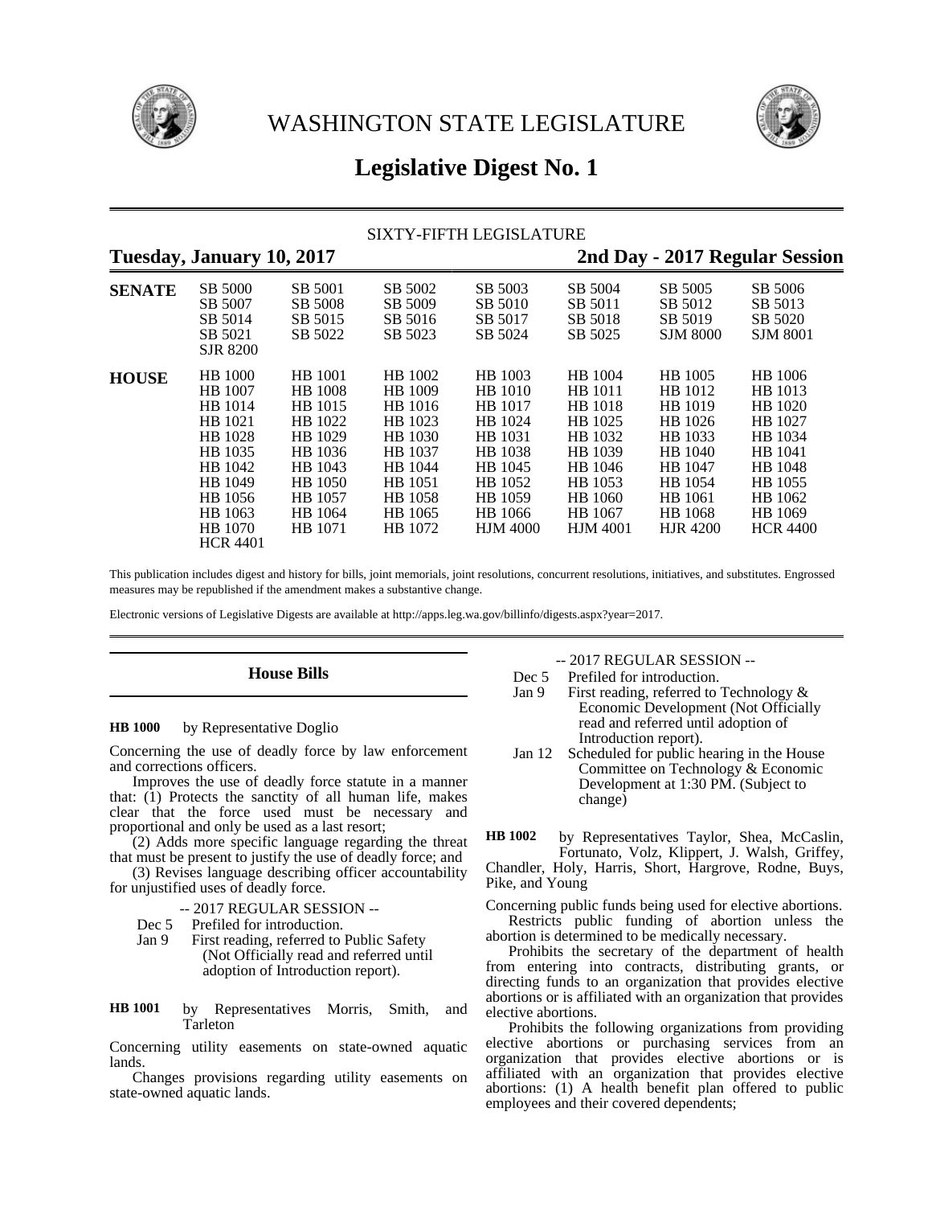# WASHINGTON STATE LEGISLATURE

# Legislative Digest No. 1

SIXTY-FIFTH LEGISLATURE

**Tuesday, January 10, 2017** **2nd Day - 2017 Regular Session**

| | | | | | | | |
|---|---|---|---|---|---|---|---|
| **SENATE** | SB 5000 | SB 5001 | SB 5002 | SB 5003 | SB 5004 | SB 5005 | SB 5006 |
| | SB 5007 | SB 5008 | SB 5009 | SB 5010 | SB 5011 | SB 5012 | SB 5013 |
| | SB 5014 | SB 5015 | SB 5016 | SB 5017 | SB 5018 | SB 5019 | SB 5020 |
| | SB 5021 | SB 5022 | SB 5023 | SB 5024 | SB 5025 | SJM 8000 | SJM 8001 |
| | SJR 8200 | | | | | | |
| **HOUSE** | HB 1000 | HB 1001 | HB 1002 | HB 1003 | HB 1004 | HB 1005 | HB 1006 |
| | HB 1007 | HB 1008 | HB 1009 | HB 1010 | HB 1011 | HB 1012 | HB 1013 |
| | HB 1014 | HB 1015 | HB 1016 | HB 1017 | HB 1018 | HB 1019 | HB 1020 |
| | HB 1021 | HB 1022 | HB 1023 | HB 1024 | HB 1025 | HB 1026 | HB 1027 |
| | HB 1028 | HB 1029 | HB 1030 | HB 1031 | HB 1032 | HB 1033 | HB 1034 |
| | HB 1035 | HB 1036 | HB 1037 | HB 1038 | HB 1039 | HB 1040 | HB 1041 |
| | HB 1042 | HB 1043 | HB 1044 | HB 1045 | HB 1046 | HB 1047 | HB 1048 |
| | HB 1049 | HB 1050 | HB 1051 | HB 1052 | HB 1053 | HB 1054 | HB 1055 |
| | HB 1056 | HB 1057 | HB 1058 | HB 1059 | HB 1060 | HB 1061 | HB 1062 |
| | HB 1063 | HB 1064 | HB 1065 | HB 1066 | HB 1067 | HB 1068 | HB 1069 |
| | HB 1070 | HB 1071 | HB 1072 | HJM 4000 | HJM 4001 | HJR 4200 | HCR 4400 |
| | HCR 4401 | | | | | | |

This publication includes digest and history for bills, joint memorials, joint resolutions, concurrent resolutions, initiatives, and substitutes. Engrossed measures may be republished if the amendment makes a substantive change.

Electronic versions of Legislative Digests are available at http://apps.leg.wa.gov/billinfo/digests.aspx?year=2017.

## House Bills

**HB 1000** by Representative Doglio

Concerning the use of deadly force by law enforcement and corrections officers.

Improves the use of deadly force statute in a manner that: (1) Protects the sanctity of all human life, makes clear that the force used must be necessary and proportional and only be used as a last resort;

(2) Adds more specific language regarding the threat that must be present to justify the use of deadly force; and

(3) Revises language describing officer accountability for unjustified uses of deadly force.

-- 2017 REGULAR SESSION --

Dec 5 Prefiled for introduction.

Jan 9 First reading, referred to Public Safety (Not Officially read and referred until adoption of Introduction report).

**HB 1001** by Representatives Morris, Smith, and Tarleton

Concerning utility easements on state-owned aquatic lands.

Changes provisions regarding utility easements on state-owned aquatic lands.

-- 2017 REGULAR SESSION --

Dec 5 Prefiled for introduction.

Jan 9 First reading, referred to Technology & Economic Development (Not Officially read and referred until adoption of Introduction report).

Jan 12 Scheduled for public hearing in the House Committee on Technology & Economic Development at 1:30 PM. (Subject to change)

**HB 1002** by Representatives Taylor, Shea, McCaslin, Fortunato, Volz, Klippert, J. Walsh, Griffey, Chandler, Holy, Harris, Short, Hargrove, Rodne, Buys, Pike, and Young

Concerning public funds being used for elective abortions.

Restricts public funding of abortion unless the abortion is determined to be medically necessary.

Prohibits the secretary of the department of health from entering into contracts, distributing grants, or directing funds to an organization that provides elective abortions or is affiliated with an organization that provides elective abortions.

Prohibits the following organizations from providing elective abortions or purchasing services from an organization that provides elective abortions or is affiliated with an organization that provides elective abortions: (1) A health benefit plan offered to public employees and their covered dependents;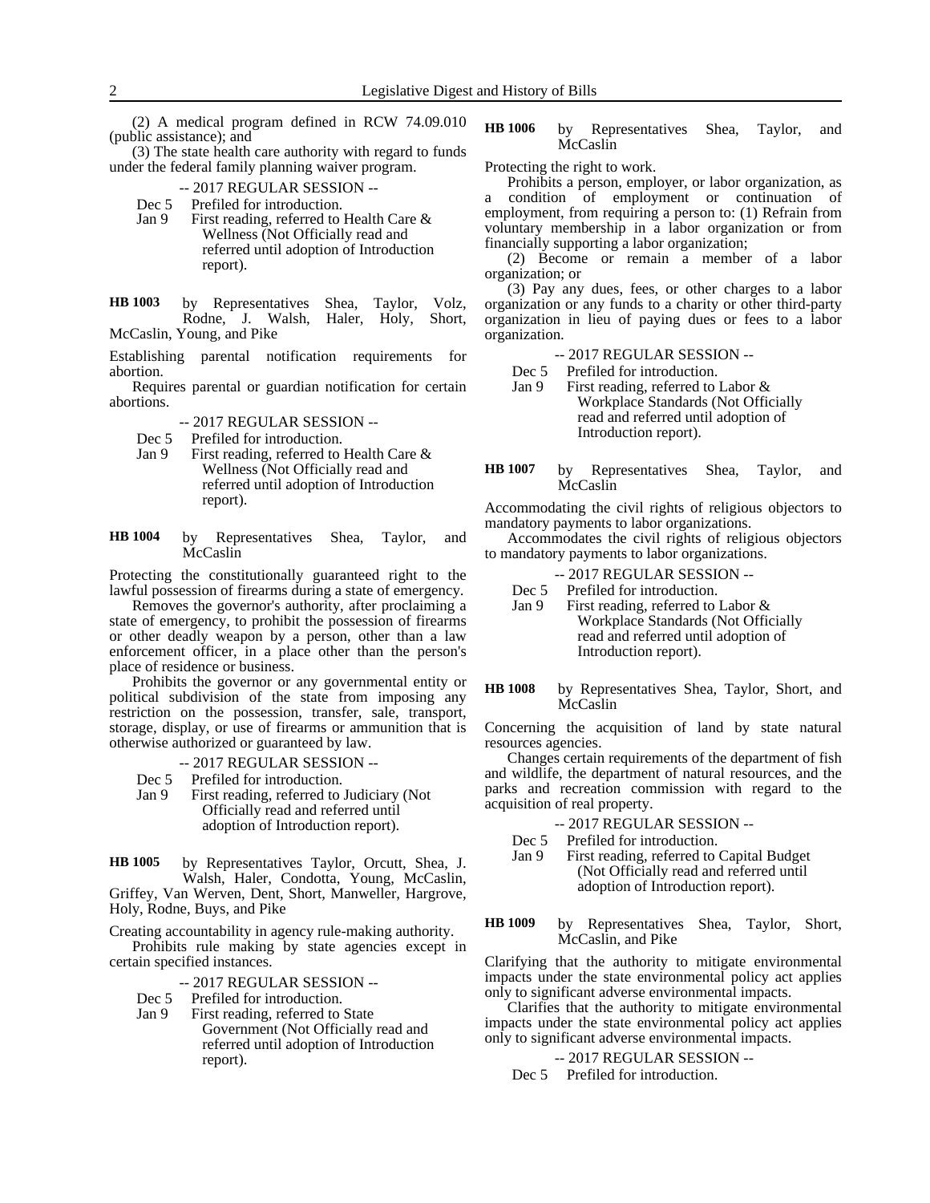(2) A medical program defined in RCW 74.09.010 (public assistance); and

(3) The state health care authority with regard to funds under the federal family planning waiver program.

-- 2017 REGULAR SESSION --

Dec 5 Prefiled for introduction.

Jan 9 First reading, referred to Health Care & Wellness (Not Officially read and referred until adoption of Introduction report).

**HB 1003** by Representatives Shea, Taylor, Volz, Rodne, J. Walsh, Haler, Holy, Short, McCaslin, Young, and Pike

Establishing parental notification requirements for abortion.

Requires parental or guardian notification for certain abortions.

-- 2017 REGULAR SESSION --

Dec 5 Prefiled for introduction.

Jan 9 First reading, referred to Health Care & Wellness (Not Officially read and referred until adoption of Introduction report).

**HB 1004** by Representatives Shea, Taylor, and McCaslin

Protecting the constitutionally guaranteed right to the lawful possession of firearms during a state of emergency.

Removes the governor's authority, after proclaiming a state of emergency, to prohibit the possession of firearms or other deadly weapon by a person, other than a law enforcement officer, in a place other than the person's place of residence or business.

Prohibits the governor or any governmental entity or political subdivision of the state from imposing any restriction on the possession, transfer, sale, transport, storage, display, or use of firearms or ammunition that is otherwise authorized or guaranteed by law.

-- 2017 REGULAR SESSION --

Dec 5 Prefiled for introduction.

Jan 9 First reading, referred to Judiciary (Not Officially read and referred until adoption of Introduction report).

**HB 1005** by Representatives Taylor, Orcutt, Shea, J. Walsh, Haler, Condotta, Young, McCaslin, Griffey, Van Werven, Dent, Short, Manweller, Hargrove, Holy, Rodne, Buys, and Pike

Creating accountability in agency rule-making authority.

Prohibits rule making by state agencies except in certain specified instances.

-- 2017 REGULAR SESSION --

Dec 5 Prefiled for introduction.

Jan 9 First reading, referred to State Government (Not Officially read and referred until adoption of Introduction report).

**HB 1006** by Representatives Shea, Taylor, and McCaslin

Protecting the right to work.

Prohibits a person, employer, or labor organization, as a condition of employment or continuation of employment, from requiring a person to: (1) Refrain from voluntary membership in a labor organization or from financially supporting a labor organization;

(2) Become or remain a member of a labor organization; or

(3) Pay any dues, fees, or other charges to a labor organization or any funds to a charity or other third-party organization in lieu of paying dues or fees to a labor organization.

-- 2017 REGULAR SESSION --

Dec 5 Prefiled for introduction.

Jan 9 First reading, referred to Labor & Workplace Standards (Not Officially read and referred until adoption of Introduction report).

**HB 1007** by Representatives Shea, Taylor, and McCaslin

Accommodating the civil rights of religious objectors to mandatory payments to labor organizations.

Accommodates the civil rights of religious objectors to mandatory payments to labor organizations.

-- 2017 REGULAR SESSION --

Dec 5 Prefiled for introduction.

Jan 9 First reading, referred to Labor & Workplace Standards (Not Officially read and referred until adoption of Introduction report).

**HB 1008** by Representatives Shea, Taylor, Short, and McCaslin

Concerning the acquisition of land by state natural resources agencies.

Changes certain requirements of the department of fish and wildlife, the department of natural resources, and the parks and recreation commission with regard to the acquisition of real property.

-- 2017 REGULAR SESSION --

Dec 5 Prefiled for introduction.

Jan 9 First reading, referred to Capital Budget (Not Officially read and referred until adoption of Introduction report).

**HB 1009** by Representatives Shea, Taylor, Short, McCaslin, and Pike

Clarifying that the authority to mitigate environmental impacts under the state environmental policy act applies only to significant adverse environmental impacts.

Clarifies that the authority to mitigate environmental impacts under the state environmental policy act applies only to significant adverse environmental impacts.

-- 2017 REGULAR SESSION --

Dec 5 Prefiled for introduction.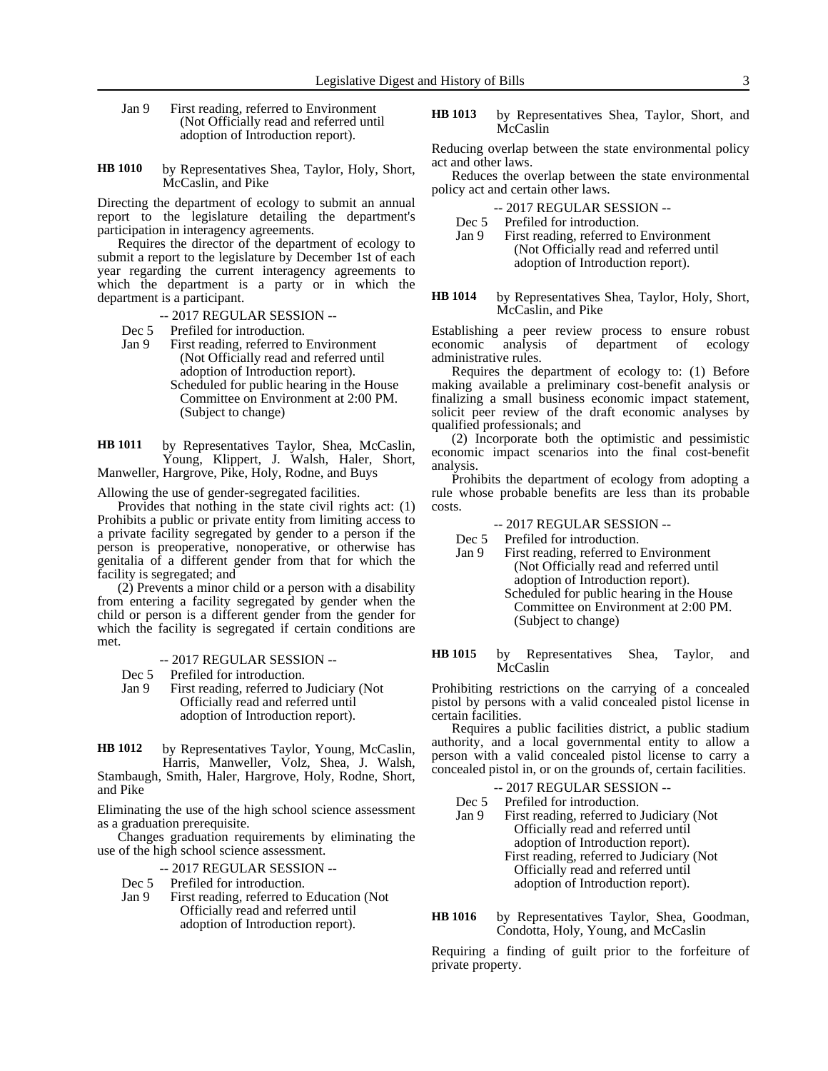Jan 9 First reading, referred to Environment (Not Officially read and referred until adoption of Introduction report).

**HB 1010** by Representatives Shea, Taylor, Holy, Short, McCaslin, and Pike

Directing the department of ecology to submit an annual report to the legislature detailing the department's participation in interagency agreements.

Requires the director of the department of ecology to submit a report to the legislature by December 1st of each year regarding the current interagency agreements to which the department is a party or in which the department is a participant.

-- 2017 REGULAR SESSION --

Dec 5 Prefiled for introduction.
Jan 9 First reading, referred to Environment (Not Officially read and referred until adoption of Introduction report).
Scheduled for public hearing in the House Committee on Environment at 2:00 PM. (Subject to change)

**HB 1011** by Representatives Taylor, Shea, McCaslin, Young, Klippert, J. Walsh, Haler, Short, Manweller, Hargrove, Pike, Holy, Rodne, and Buys

Allowing the use of gender-segregated facilities.

Provides that nothing in the state civil rights act: (1) Prohibits a public or private entity from limiting access to a private facility segregated by gender to a person if the person is preoperative, nonoperative, or otherwise has genitalia of a different gender from that for which the facility is segregated; and

(2) Prevents a minor child or a person with a disability from entering a facility segregated by gender when the child or person is a different gender from the gender for which the facility is segregated if certain conditions are met.

-- 2017 REGULAR SESSION --

Dec 5 Prefiled for introduction.
Jan 9 First reading, referred to Judiciary (Not Officially read and referred until adoption of Introduction report).

**HB 1012** by Representatives Taylor, Young, McCaslin, Harris, Manweller, Volz, Shea, J. Walsh, Stambaugh, Smith, Haler, Hargrove, Holy, Rodne, Short, and Pike

Eliminating the use of the high school science assessment as a graduation prerequisite.

Changes graduation requirements by eliminating the use of the high school science assessment.

-- 2017 REGULAR SESSION --

Dec 5 Prefiled for introduction.
Jan 9 First reading, referred to Education (Not Officially read and referred until adoption of Introduction report).

**HB 1013** by Representatives Shea, Taylor, Short, and McCaslin

Reducing overlap between the state environmental policy act and other laws.

Reduces the overlap between the state environmental policy act and certain other laws.

-- 2017 REGULAR SESSION --

Dec 5 Prefiled for introduction.
Jan 9 First reading, referred to Environment (Not Officially read and referred until adoption of Introduction report).

**HB 1014** by Representatives Shea, Taylor, Holy, Short, McCaslin, and Pike

Establishing a peer review process to ensure robust economic analysis of department of ecology administrative rules.

Requires the department of ecology to: (1) Before making available a preliminary cost-benefit analysis or finalizing a small business economic impact statement, solicit peer review of the draft economic analyses by qualified professionals; and

(2) Incorporate both the optimistic and pessimistic economic impact scenarios into the final cost-benefit analysis.

Prohibits the department of ecology from adopting a rule whose probable benefits are less than its probable costs.

-- 2017 REGULAR SESSION --

Dec 5 Prefiled for introduction.
Jan 9 First reading, referred to Environment (Not Officially read and referred until adoption of Introduction report).
Scheduled for public hearing in the House Committee on Environment at 2:00 PM. (Subject to change)

**HB 1015** by Representatives Shea, Taylor, and McCaslin

Prohibiting restrictions on the carrying of a concealed pistol by persons with a valid concealed pistol license in certain facilities.

Requires a public facilities district, a public stadium authority, and a local governmental entity to allow a person with a valid concealed pistol license to carry a concealed pistol in, or on the grounds of, certain facilities.

-- 2017 REGULAR SESSION --

Dec 5 Prefiled for introduction.
Jan 9 First reading, referred to Judiciary (Not Officially read and referred until adoption of Introduction report).
First reading, referred to Judiciary (Not Officially read and referred until adoption of Introduction report).

**HB 1016** by Representatives Taylor, Shea, Goodman, Condotta, Holy, Young, and McCaslin

Requiring a finding of guilt prior to the forfeiture of private property.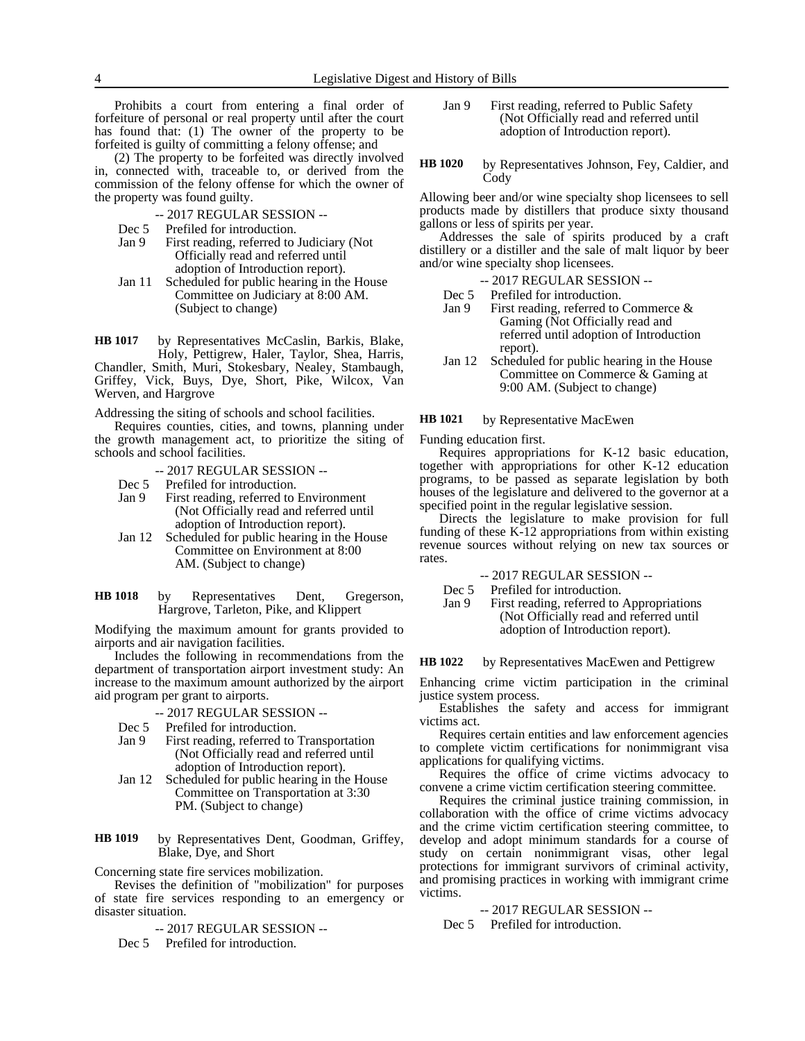Prohibits a court from entering a final order of forfeiture of personal or real property until after the court has found that: (1) The owner of the property to be forfeited is guilty of committing a felony offense; and

(2) The property to be forfeited was directly involved in, connected with, traceable to, or derived from the commission of the felony offense for which the owner of the property was found guilty.

-- 2017 REGULAR SESSION --

Dec 5 Prefiled for introduction.
Jan 9 First reading, referred to Judiciary (Not Officially read and referred until adoption of Introduction report).
Jan 11 Scheduled for public hearing in the House Committee on Judiciary at 8:00 AM. (Subject to change)

**HB 1017** by Representatives McCaslin, Barkis, Blake, Holy, Pettigrew, Haler, Taylor, Shea, Harris, Chandler, Smith, Muri, Stokesbary, Nealey, Stambaugh, Griffey, Vick, Buys, Dye, Short, Pike, Wilcox, Van Werven, and Hargrove

Addressing the siting of schools and school facilities.

Requires counties, cities, and towns, planning under the growth management act, to prioritize the siting of schools and school facilities.

-- 2017 REGULAR SESSION --

Dec 5 Prefiled for introduction.
Jan 9 First reading, referred to Environment (Not Officially read and referred until adoption of Introduction report).
Jan 12 Scheduled for public hearing in the House Committee on Environment at 8:00 AM. (Subject to change)

**HB 1018** by Representatives Dent, Gregerson, Hargrove, Tarleton, Pike, and Klippert

Modifying the maximum amount for grants provided to airports and air navigation facilities.

Includes the following in recommendations from the department of transportation airport investment study: An increase to the maximum amount authorized by the airport aid program per grant to airports.

-- 2017 REGULAR SESSION --

Dec 5 Prefiled for introduction.
Jan 9 First reading, referred to Transportation (Not Officially read and referred until adoption of Introduction report).
Jan 12 Scheduled for public hearing in the House Committee on Transportation at 3:30 PM. (Subject to change)

**HB 1019** by Representatives Dent, Goodman, Griffey, Blake, Dye, and Short

Concerning state fire services mobilization.

Revises the definition of "mobilization" for purposes of state fire services responding to an emergency or disaster situation.

-- 2017 REGULAR SESSION --

Dec 5 Prefiled for introduction.
Jan 9 First reading, referred to Public Safety (Not Officially read and referred until adoption of Introduction report).

**HB 1020** by Representatives Johnson, Fey, Caldier, and Cody

Allowing beer and/or wine specialty shop licensees to sell products made by distillers that produce sixty thousand gallons or less of spirits per year.

Addresses the sale of spirits produced by a craft distillery or a distiller and the sale of malt liquor by beer and/or wine specialty shop licensees.

-- 2017 REGULAR SESSION --

Dec 5 Prefiled for introduction.
Jan 9 First reading, referred to Commerce & Gaming (Not Officially read and referred until adoption of Introduction report).
Jan 12 Scheduled for public hearing in the House Committee on Commerce & Gaming at 9:00 AM. (Subject to change)

**HB 1021** by Representative MacEwen

Funding education first.

Requires appropriations for K-12 basic education, together with appropriations for other K-12 education programs, to be passed as separate legislation by both houses of the legislature and delivered to the governor at a specified point in the regular legislative session.

Directs the legislature to make provision for full funding of these K-12 appropriations from within existing revenue sources without relying on new tax sources or rates.

-- 2017 REGULAR SESSION --

Dec 5 Prefiled for introduction.
Jan 9 First reading, referred to Appropriations (Not Officially read and referred until adoption of Introduction report).

**HB 1022** by Representatives MacEwen and Pettigrew

Enhancing crime victim participation in the criminal justice system process.

Establishes the safety and access for immigrant victims act.

Requires certain entities and law enforcement agencies to complete victim certifications for nonimmigrant visa applications for qualifying victims.

Requires the office of crime victims advocacy to convene a crime victim certification steering committee.

Requires the criminal justice training commission, in collaboration with the office of crime victims advocacy and the crime victim certification steering committee, to develop and adopt minimum standards for a course of study on certain nonimmigrant visas, other legal protections for immigrant survivors of criminal activity, and promising practices in working with immigrant crime victims.

-- 2017 REGULAR SESSION --

Dec 5 Prefiled for introduction.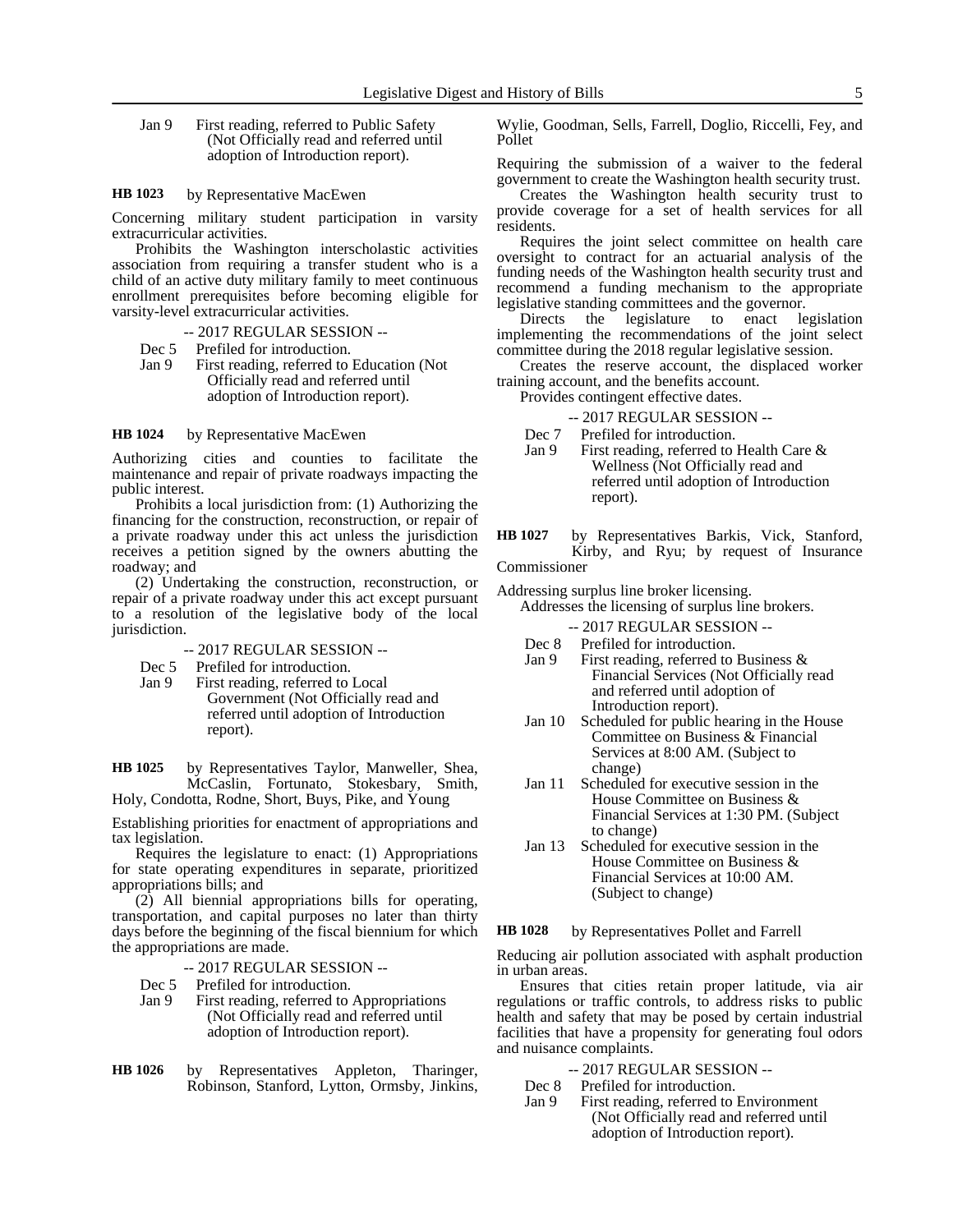Jan 9 First reading, referred to Public Safety (Not Officially read and referred until adoption of Introduction report).

**HB 1023** by Representative MacEwen

Concerning military student participation in varsity extracurricular activities.

Prohibits the Washington interscholastic activities association from requiring a transfer student who is a child of an active duty military family to meet continuous enrollment prerequisites before becoming eligible for varsity-level extracurricular activities.

-- 2017 REGULAR SESSION --

Dec 5 Prefiled for introduction.
Jan 9 First reading, referred to Education (Not Officially read and referred until adoption of Introduction report).

**HB 1024** by Representative MacEwen

Authorizing cities and counties to facilitate the maintenance and repair of private roadways impacting the public interest.

Prohibits a local jurisdiction from: (1) Authorizing the financing for the construction, reconstruction, or repair of a private roadway under this act unless the jurisdiction receives a petition signed by the owners abutting the roadway; and

(2) Undertaking the construction, reconstruction, or repair of a private roadway under this act except pursuant to a resolution of the legislative body of the local jurisdiction.

-- 2017 REGULAR SESSION --

Dec 5 Prefiled for introduction.
Jan 9 First reading, referred to Local Government (Not Officially read and referred until adoption of Introduction report).

**HB 1025** by Representatives Taylor, Manweller, Shea, McCaslin, Fortunato, Stokesbary, Smith, Holy, Condotta, Rodne, Short, Buys, Pike, and Young

Establishing priorities for enactment of appropriations and tax legislation.

Requires the legislature to enact: (1) Appropriations for state operating expenditures in separate, prioritized appropriations bills; and

(2) All biennial appropriations bills for operating, transportation, and capital purposes no later than thirty days before the beginning of the fiscal biennium for which the appropriations are made.

-- 2017 REGULAR SESSION --

Dec 5 Prefiled for introduction.
Jan 9 First reading, referred to Appropriations (Not Officially read and referred until adoption of Introduction report).

**HB 1026** by Representatives Appleton, Tharinger, Robinson, Stanford, Lytton, Ormsby, Jinkins, Wylie, Goodman, Sells, Farrell, Doglio, Riccelli, Fey, and Pollet

Requiring the submission of a waiver to the federal government to create the Washington health security trust.

Creates the Washington health security trust to provide coverage for a set of health services for all residents.

Requires the joint select committee on health care oversight to contract for an actuarial analysis of the funding needs of the Washington health security trust and recommend a funding mechanism to the appropriate legislative standing committees and the governor.

Directs the legislature to enact legislation implementing the recommendations of the joint select committee during the 2018 regular legislative session.

Creates the reserve account, the displaced worker training account, and the benefits account.

Provides contingent effective dates.

-- 2017 REGULAR SESSION --

Dec 7 Prefiled for introduction.
Jan 9 First reading, referred to Health Care & Wellness (Not Officially read and referred until adoption of Introduction report).

**HB 1027** by Representatives Barkis, Vick, Stanford, Kirby, and Ryu; by request of Insurance Commissioner

Addressing surplus line broker licensing.

Addresses the licensing of surplus line brokers.

-- 2017 REGULAR SESSION --

Dec 8 Prefiled for introduction.
Jan 9 First reading, referred to Business & Financial Services (Not Officially read and referred until adoption of Introduction report).
Jan 10 Scheduled for public hearing in the House Committee on Business & Financial Services at 8:00 AM. (Subject to change)
Jan 11 Scheduled for executive session in the House Committee on Business & Financial Services at 1:30 PM. (Subject to change)
Jan 13 Scheduled for executive session in the House Committee on Business & Financial Services at 10:00 AM. (Subject to change)

**HB 1028** by Representatives Pollet and Farrell

Reducing air pollution associated with asphalt production in urban areas.

Ensures that cities retain proper latitude, via air regulations or traffic controls, to address risks to public health and safety that may be posed by certain industrial facilities that have a propensity for generating foul odors and nuisance complaints.

-- 2017 REGULAR SESSION --

Dec 8 Prefiled for introduction.
Jan 9 First reading, referred to Environment (Not Officially read and referred until adoption of Introduction report).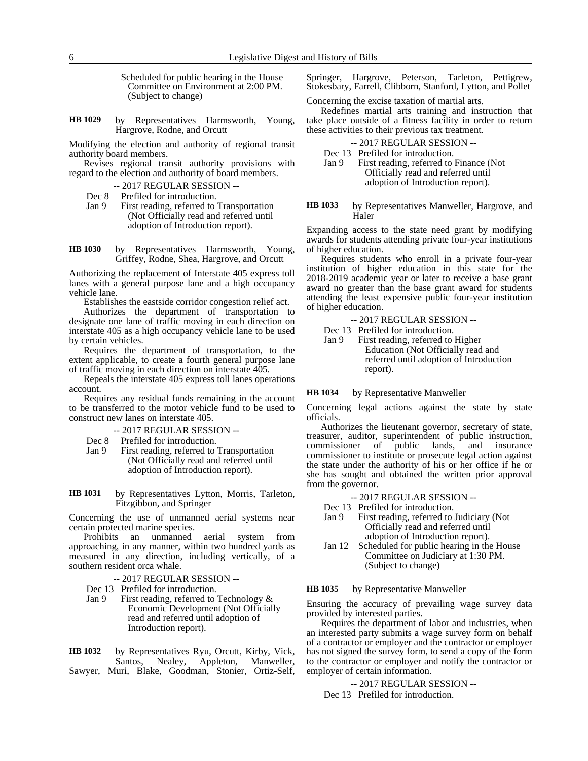Scheduled for public hearing in the House Committee on Environment at 2:00 PM. (Subject to change)

**HB 1029** by Representatives Harmsworth, Young, Hargrove, Rodne, and Orcutt

Modifying the election and authority of regional transit authority board members.

Revises regional transit authority provisions with regard to the election and authority of board members.

-- 2017 REGULAR SESSION --

Dec 8 Prefiled for introduction.

Jan 9 First reading, referred to Transportation (Not Officially read and referred until adoption of Introduction report).

**HB 1030** by Representatives Harmsworth, Young, Griffey, Rodne, Shea, Hargrove, and Orcutt

Authorizing the replacement of Interstate 405 express toll lanes with a general purpose lane and a high occupancy vehicle lane.

Establishes the eastside corridor congestion relief act.

Authorizes the department of transportation to designate one lane of traffic moving in each direction on interstate 405 as a high occupancy vehicle lane to be used by certain vehicles.

Requires the department of transportation, to the extent applicable, to create a fourth general purpose lane of traffic moving in each direction on interstate 405.

Repeals the interstate 405 express toll lanes operations account.

Requires any residual funds remaining in the account to be transferred to the motor vehicle fund to be used to construct new lanes on interstate 405.

-- 2017 REGULAR SESSION --

Dec 8 Prefiled for introduction.

Jan 9 First reading, referred to Transportation (Not Officially read and referred until adoption of Introduction report).

**HB 1031** by Representatives Lytton, Morris, Tarleton, Fitzgibbon, and Springer

Concerning the use of unmanned aerial systems near certain protected marine species.

Prohibits an unmanned aerial system from approaching, in any manner, within two hundred yards as measured in any direction, including vertically, of a southern resident orca whale.

-- 2017 REGULAR SESSION --

Dec 13 Prefiled for introduction.

Jan 9 First reading, referred to Technology & Economic Development (Not Officially read and referred until adoption of Introduction report).

**HB 1032** by Representatives Ryu, Orcutt, Kirby, Vick, Santos, Nealey, Appleton, Manweller, Sawyer, Muri, Blake, Goodman, Stonier, Ortiz-Self, Springer, Hargrove, Peterson, Tarleton, Pettigrew, Stokesbary, Farrell, Clibborn, Stanford, Lytton, and Pollet

Concerning the excise taxation of martial arts.

Redefines martial arts training and instruction that take place outside of a fitness facility in order to return these activities to their previous tax treatment.

-- 2017 REGULAR SESSION --

Dec 13 Prefiled for introduction.

Jan 9 First reading, referred to Finance (Not Officially read and referred until adoption of Introduction report).

**HB 1033** by Representatives Manweller, Hargrove, and Haler

Expanding access to the state need grant by modifying awards for students attending private four-year institutions of higher education.

Requires students who enroll in a private four-year institution of higher education in this state for the 2018-2019 academic year or later to receive a base grant award no greater than the base grant award for students attending the least expensive public four-year institution of higher education.

-- 2017 REGULAR SESSION --

Dec 13 Prefiled for introduction.

Jan 9 First reading, referred to Higher Education (Not Officially read and referred until adoption of Introduction report).

**HB 1034** by Representative Manweller

Concerning legal actions against the state by state officials.

Authorizes the lieutenant governor, secretary of state, treasurer, auditor, superintendent of public instruction, commissioner of public lands, and insurance commissioner to institute or prosecute legal action against the state under the authority of his or her office if he or she has sought and obtained the written prior approval from the governor.

-- 2017 REGULAR SESSION --

Dec 13 Prefiled for introduction.

Jan 9 First reading, referred to Judiciary (Not Officially read and referred until adoption of Introduction report).

Jan 12 Scheduled for public hearing in the House Committee on Judiciary at 1:30 PM. (Subject to change)

**HB 1035** by Representative Manweller

Ensuring the accuracy of prevailing wage survey data provided by interested parties.

Requires the department of labor and industries, when an interested party submits a wage survey form on behalf of a contractor or employer and the contractor or employer has not signed the survey form, to send a copy of the form to the contractor or employer and notify the contractor or employer of certain information.

-- 2017 REGULAR SESSION --

Dec 13 Prefiled for introduction.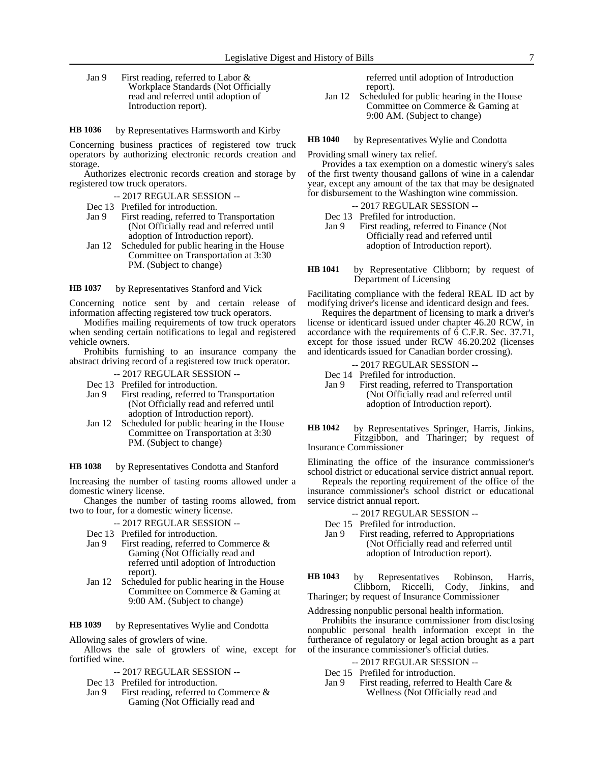Jan 9 First reading, referred to Labor & Workplace Standards (Not Officially read and referred until adoption of Introduction report).

**HB 1036** by Representatives Harmsworth and Kirby

Concerning business practices of registered tow truck operators by authorizing electronic records creation and storage.

Authorizes electronic records creation and storage by registered tow truck operators.

-- 2017 REGULAR SESSION --

Dec 13 Prefiled for introduction.
Jan 9 First reading, referred to Transportation (Not Officially read and referred until adoption of Introduction report).
Jan 12 Scheduled for public hearing in the House Committee on Transportation at 3:30 PM. (Subject to change)

**HB 1037** by Representatives Stanford and Vick

Concerning notice sent by and certain release of information affecting registered tow truck operators.

Modifies mailing requirements of tow truck operators when sending certain notifications to legal and registered vehicle owners.

Prohibits furnishing to an insurance company the abstract driving record of a registered tow truck operator.

-- 2017 REGULAR SESSION --

Dec 13 Prefiled for introduction.
Jan 9 First reading, referred to Transportation (Not Officially read and referred until adoption of Introduction report).
Jan 12 Scheduled for public hearing in the House Committee on Transportation at 3:30 PM. (Subject to change)

**HB 1038** by Representatives Condotta and Stanford

Increasing the number of tasting rooms allowed under a domestic winery license.

Changes the number of tasting rooms allowed, from two to four, for a domestic winery license.

-- 2017 REGULAR SESSION --

Dec 13 Prefiled for introduction.
Jan 9 First reading, referred to Commerce & Gaming (Not Officially read and referred until adoption of Introduction report).
Jan 12 Scheduled for public hearing in the House Committee on Commerce & Gaming at 9:00 AM. (Subject to change)

**HB 1039** by Representatives Wylie and Condotta

Allowing sales of growlers of wine.

Allows the sale of growlers of wine, except for fortified wine.

-- 2017 REGULAR SESSION --

Dec 13 Prefiled for introduction.
Jan 9 First reading, referred to Commerce & Gaming (Not Officially read and referred until adoption of Introduction report).
Jan 12 Scheduled for public hearing in the House Committee on Commerce & Gaming at 9:00 AM. (Subject to change)

**HB 1040** by Representatives Wylie and Condotta

Providing small winery tax relief.

Provides a tax exemption on a domestic winery's sales of the first twenty thousand gallons of wine in a calendar year, except any amount of the tax that may be designated for disbursement to the Washington wine commission.

-- 2017 REGULAR SESSION --

Dec 13 Prefiled for introduction.
Jan 9 First reading, referred to Finance (Not Officially read and referred until adoption of Introduction report).

**HB 1041** by Representative Clibborn; by request of Department of Licensing

Facilitating compliance with the federal REAL ID act by modifying driver's license and identicard design and fees.

Requires the department of licensing to mark a driver's license or identicard issued under chapter 46.20 RCW, in accordance with the requirements of 6 C.F.R. Sec. 37.71, except for those issued under RCW 46.20.202 (licenses and identicards issued for Canadian border crossing).

-- 2017 REGULAR SESSION --

Dec 14 Prefiled for introduction.
Jan 9 First reading, referred to Transportation (Not Officially read and referred until adoption of Introduction report).

**HB 1042** by Representatives Springer, Harris, Jinkins, Fitzgibbon, and Tharinger; by request of Insurance Commissioner

Eliminating the office of the insurance commissioner's school district or educational service district annual report.

Repeals the reporting requirement of the office of the insurance commissioner's school district or educational service district annual report.

-- 2017 REGULAR SESSION --

Dec 15 Prefiled for introduction.
Jan 9 First reading, referred to Appropriations (Not Officially read and referred until adoption of Introduction report).

**HB 1043** by Representatives Robinson, Harris, Clibborn, Riccelli, Cody, Jinkins, and Tharinger; by request of Insurance Commissioner

Addressing nonpublic personal health information.

Prohibits the insurance commissioner from disclosing nonpublic personal health information except in the furtherance of regulatory or legal action brought as a part of the insurance commissioner's official duties.

-- 2017 REGULAR SESSION --

Dec 15 Prefiled for introduction.
Jan 9 First reading, referred to Health Care & Wellness (Not Officially read and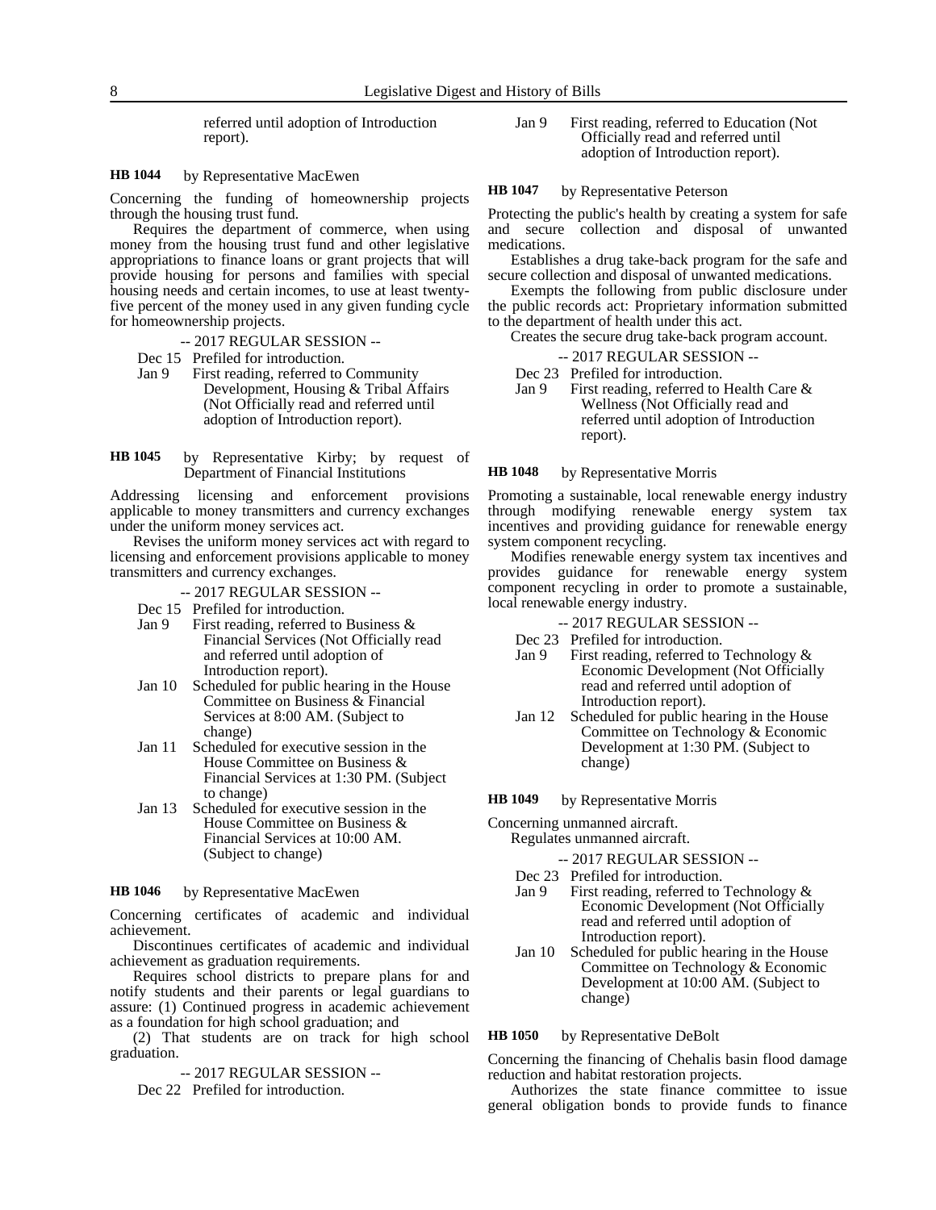referred until adoption of Introduction report).

**HB 1044** by Representative MacEwen

Concerning the funding of homeownership projects through the housing trust fund.

Requires the department of commerce, when using money from the housing trust fund and other legislative appropriations to finance loans or grant projects that will provide housing for persons and families with special housing needs and certain incomes, to use at least twenty-five percent of the money used in any given funding cycle for homeownership projects.

-- 2017 REGULAR SESSION --

Dec 15 Prefiled for introduction.
Jan 9 First reading, referred to Community Development, Housing & Tribal Affairs (Not Officially read and referred until adoption of Introduction report).

**HB 1045** by Representative Kirby; by request of Department of Financial Institutions

Addressing licensing and enforcement provisions applicable to money transmitters and currency exchanges under the uniform money services act.

Revises the uniform money services act with regard to licensing and enforcement provisions applicable to money transmitters and currency exchanges.

-- 2017 REGULAR SESSION --

Dec 15 Prefiled for introduction.
Jan 9 First reading, referred to Business & Financial Services (Not Officially read and referred until adoption of Introduction report).
Jan 10 Scheduled for public hearing in the House Committee on Business & Financial Services at 8:00 AM. (Subject to change)
Jan 11 Scheduled for executive session in the House Committee on Business & Financial Services at 1:30 PM. (Subject to change)
Jan 13 Scheduled for executive session in the House Committee on Business & Financial Services at 10:00 AM. (Subject to change)

**HB 1046** by Representative MacEwen

Concerning certificates of academic and individual achievement.

Discontinues certificates of academic and individual achievement as graduation requirements.

Requires school districts to prepare plans for and notify students and their parents or legal guardians to assure: (1) Continued progress in academic achievement as a foundation for high school graduation; and

(2) That students are on track for high school graduation.

-- 2017 REGULAR SESSION --

Dec 22 Prefiled for introduction.
Jan 9 First reading, referred to Education (Not Officially read and referred until adoption of Introduction report).

**HB 1047** by Representative Peterson

Protecting the public's health by creating a system for safe and secure collection and disposal of unwanted medications.

Establishes a drug take-back program for the safe and secure collection and disposal of unwanted medications.

Exempts the following from public disclosure under the public records act: Proprietary information submitted to the department of health under this act.

Creates the secure drug take-back program account.

-- 2017 REGULAR SESSION --

Dec 23 Prefiled for introduction.
Jan 9 First reading, referred to Health Care & Wellness (Not Officially read and referred until adoption of Introduction report).

**HB 1048** by Representative Morris

Promoting a sustainable, local renewable energy industry through modifying renewable energy system tax incentives and providing guidance for renewable energy system component recycling.

Modifies renewable energy system tax incentives and provides guidance for renewable energy system component recycling in order to promote a sustainable, local renewable energy industry.

-- 2017 REGULAR SESSION --

Dec 23 Prefiled for introduction.
Jan 9 First reading, referred to Technology & Economic Development (Not Officially read and referred until adoption of Introduction report).
Jan 12 Scheduled for public hearing in the House Committee on Technology & Economic Development at 1:30 PM. (Subject to change)

**HB 1049** by Representative Morris

Concerning unmanned aircraft.

Regulates unmanned aircraft.

-- 2017 REGULAR SESSION --

Dec 23 Prefiled for introduction.
Jan 9 First reading, referred to Technology & Economic Development (Not Officially read and referred until adoption of Introduction report).
Jan 10 Scheduled for public hearing in the House Committee on Technology & Economic Development at 10:00 AM. (Subject to change)

**HB 1050** by Representative DeBolt

Concerning the financing of Chehalis basin flood damage reduction and habitat restoration projects.

Authorizes the state finance committee to issue general obligation bonds to provide funds to finance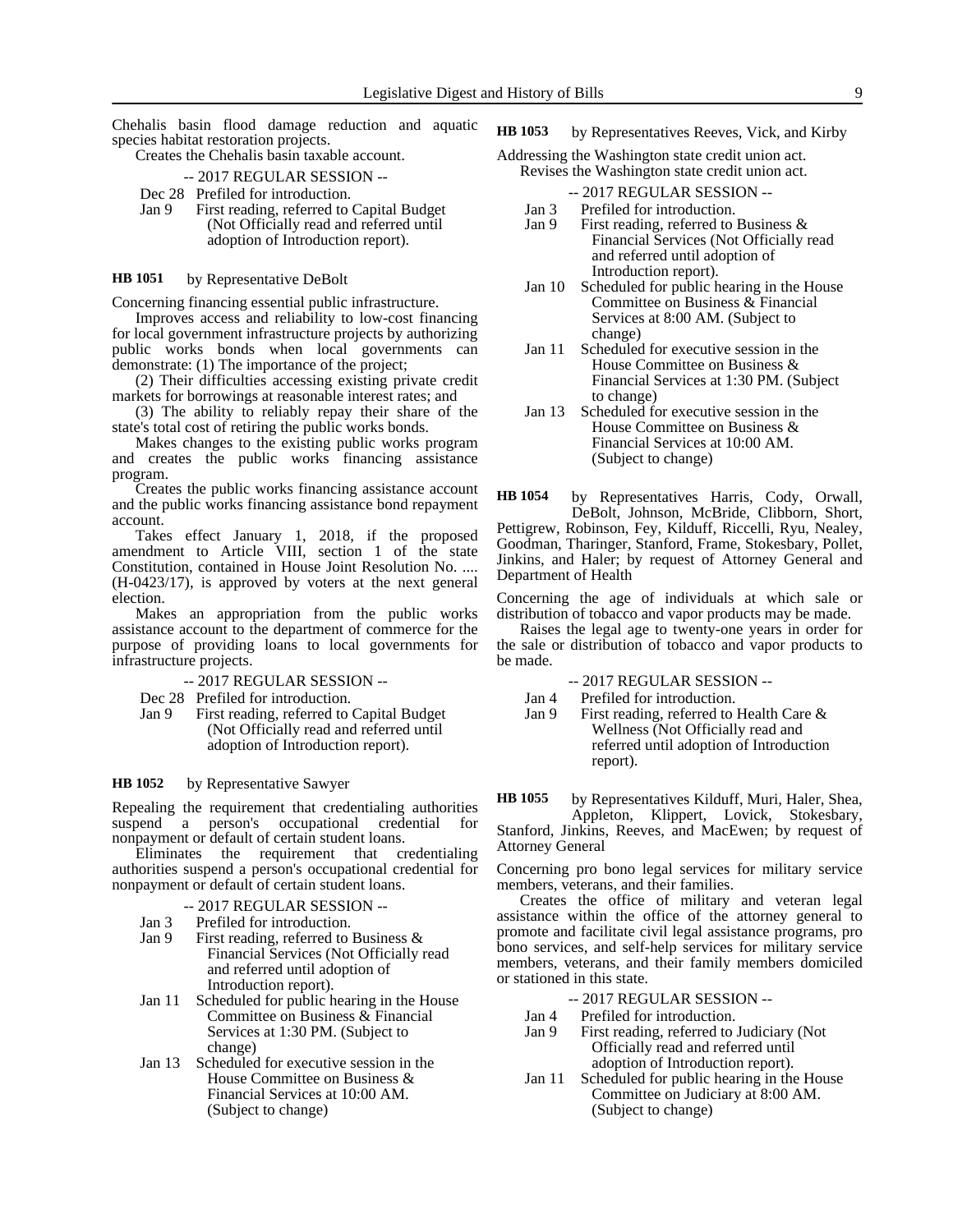Chehalis basin flood damage reduction and aquatic species habitat restoration projects.

Creates the Chehalis basin taxable account.

-- 2017 REGULAR SESSION --

Dec 28 Prefiled for introduction.
Jan 9 First reading, referred to Capital Budget (Not Officially read and referred until adoption of Introduction report).

**HB 1051** by Representative DeBolt

Concerning financing essential public infrastructure.

Improves access and reliability to low-cost financing for local government infrastructure projects by authorizing public works bonds when local governments can demonstrate: (1) The importance of the project;

(2) Their difficulties accessing existing private credit markets for borrowings at reasonable interest rates; and

(3) The ability to reliably repay their share of the state's total cost of retiring the public works bonds.

Makes changes to the existing public works program and creates the public works financing assistance program.

Creates the public works financing assistance account and the public works financing assistance bond repayment account.

Takes effect January 1, 2018, if the proposed amendment to Article VIII, section 1 of the state Constitution, contained in House Joint Resolution No. .... (H-0423/17), is approved by voters at the next general election.

Makes an appropriation from the public works assistance account to the department of commerce for the purpose of providing loans to local governments for infrastructure projects.

-- 2017 REGULAR SESSION --

Dec 28 Prefiled for introduction.
Jan 9 First reading, referred to Capital Budget (Not Officially read and referred until adoption of Introduction report).

**HB 1052** by Representative Sawyer

Repealing the requirement that credentialing authorities suspend a person's occupational credential for nonpayment or default of certain student loans.

Eliminates the requirement that credentialing authorities suspend a person's occupational credential for nonpayment or default of certain student loans.

-- 2017 REGULAR SESSION --

Jan 3 Prefiled for introduction.
Jan 9 First reading, referred to Business & Financial Services (Not Officially read and referred until adoption of Introduction report).
Jan 11 Scheduled for public hearing in the House Committee on Business & Financial Services at 1:30 PM. (Subject to change)
Jan 13 Scheduled for executive session in the House Committee on Business & Financial Services at 10:00 AM. (Subject to change)

**HB 1053** by Representatives Reeves, Vick, and Kirby

Addressing the Washington state credit union act.

Revises the Washington state credit union act.

-- 2017 REGULAR SESSION --

Jan 3 Prefiled for introduction.
Jan 9 First reading, referred to Business & Financial Services (Not Officially read and referred until adoption of Introduction report).
Jan 10 Scheduled for public hearing in the House Committee on Business & Financial Services at 8:00 AM. (Subject to change)
Jan 11 Scheduled for executive session in the House Committee on Business & Financial Services at 1:30 PM. (Subject to change)
Jan 13 Scheduled for executive session in the House Committee on Business & Financial Services at 10:00 AM. (Subject to change)

**HB 1054** by Representatives Harris, Cody, Orwall, DeBolt, Johnson, McBride, Clibborn, Short, Pettigrew, Robinson, Fey, Kilduff, Riccelli, Ryu, Nealey, Goodman, Tharinger, Stanford, Frame, Stokesbary, Pollet, Jinkins, and Haler; by request of Attorney General and Department of Health

Concerning the age of individuals at which sale or distribution of tobacco and vapor products may be made.

Raises the legal age to twenty-one years in order for the sale or distribution of tobacco and vapor products to be made.

-- 2017 REGULAR SESSION --

Jan 4 Prefiled for introduction.
Jan 9 First reading, referred to Health Care & Wellness (Not Officially read and referred until adoption of Introduction report).

**HB 1055** by Representatives Kilduff, Muri, Haler, Shea, Appleton, Klippert, Lovick, Stokesbary, Stanford, Jinkins, Reeves, and MacEwen; by request of Attorney General

Concerning pro bono legal services for military service members, veterans, and their families.

Creates the office of military and veteran legal assistance within the office of the attorney general to promote and facilitate civil legal assistance programs, pro bono services, and self-help services for military service members, veterans, and their family members domiciled or stationed in this state.

-- 2017 REGULAR SESSION --

Jan 4 Prefiled for introduction.
Jan 9 First reading, referred to Judiciary (Not Officially read and referred until adoption of Introduction report).
Jan 11 Scheduled for public hearing in the House Committee on Judiciary at 8:00 AM. (Subject to change)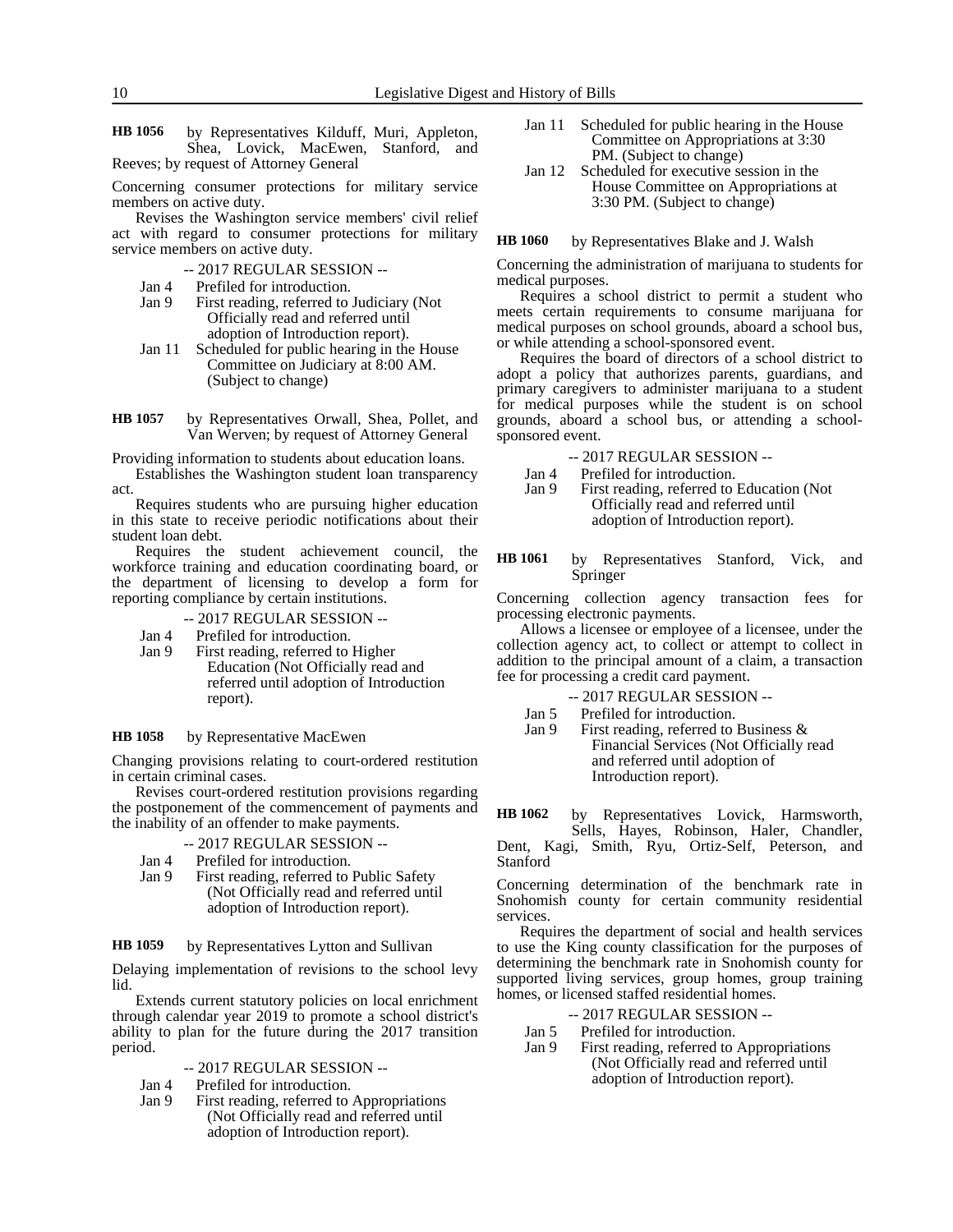**HB 1056** by Representatives Kilduff, Muri, Appleton, Shea, Lovick, MacEwen, Stanford, and Reeves; by request of Attorney General

Concerning consumer protections for military service members on active duty.

Revises the Washington service members' civil relief act with regard to consumer protections for military service members on active duty.

-- 2017 REGULAR SESSION --

Jan 4 Prefiled for introduction.
Jan 9 First reading, referred to Judiciary (Not Officially read and referred until adoption of Introduction report).
Jan 11 Scheduled for public hearing in the House Committee on Judiciary at 8:00 AM. (Subject to change)

**HB 1057** by Representatives Orwall, Shea, Pollet, and Van Werven; by request of Attorney General

Providing information to students about education loans.

Establishes the Washington student loan transparency act.

Requires students who are pursuing higher education in this state to receive periodic notifications about their student loan debt.

Requires the student achievement council, the workforce training and education coordinating board, or the department of licensing to develop a form for reporting compliance by certain institutions.

-- 2017 REGULAR SESSION --

Jan 4 Prefiled for introduction.
Jan 9 First reading, referred to Higher Education (Not Officially read and referred until adoption of Introduction report).

**HB 1058** by Representative MacEwen

Changing provisions relating to court-ordered restitution in certain criminal cases.

Revises court-ordered restitution provisions regarding the postponement of the commencement of payments and the inability of an offender to make payments.

-- 2017 REGULAR SESSION --

Jan 4 Prefiled for introduction.
Jan 9 First reading, referred to Public Safety (Not Officially read and referred until adoption of Introduction report).

**HB 1059** by Representatives Lytton and Sullivan

Delaying implementation of revisions to the school levy lid.

Extends current statutory policies on local enrichment through calendar year 2019 to promote a school district's ability to plan for the future during the 2017 transition period.

-- 2017 REGULAR SESSION --

Jan 4 Prefiled for introduction.
Jan 9 First reading, referred to Appropriations (Not Officially read and referred until adoption of Introduction report).
Jan 11 Scheduled for public hearing in the House Committee on Appropriations at 3:30 PM. (Subject to change)
Jan 12 Scheduled for executive session in the House Committee on Appropriations at 3:30 PM. (Subject to change)

**HB 1060** by Representatives Blake and J. Walsh

Concerning the administration of marijuana to students for medical purposes.

Requires a school district to permit a student who meets certain requirements to consume marijuana for medical purposes on school grounds, aboard a school bus, or while attending a school-sponsored event.

Requires the board of directors of a school district to adopt a policy that authorizes parents, guardians, and primary caregivers to administer marijuana to a student for medical purposes while the student is on school grounds, aboard a school bus, or attending a school-sponsored event.

-- 2017 REGULAR SESSION --

Jan 4 Prefiled for introduction.
Jan 9 First reading, referred to Education (Not Officially read and referred until adoption of Introduction report).

**HB 1061** by Representatives Stanford, Vick, and Springer

Concerning collection agency transaction fees for processing electronic payments.

Allows a licensee or employee of a licensee, under the collection agency act, to collect or attempt to collect in addition to the principal amount of a claim, a transaction fee for processing a credit card payment.

-- 2017 REGULAR SESSION --

Jan 5 Prefiled for introduction.
Jan 9 First reading, referred to Business & Financial Services (Not Officially read and referred until adoption of Introduction report).

**HB 1062** by Representatives Lovick, Harmsworth, Sells, Hayes, Robinson, Haler, Chandler, Dent, Kagi, Smith, Ryu, Ortiz-Self, Peterson, and Stanford

Concerning determination of the benchmark rate in Snohomish county for certain community residential services.

Requires the department of social and health services to use the King county classification for the purposes of determining the benchmark rate in Snohomish county for supported living services, group homes, group training homes, or licensed staffed residential homes.

-- 2017 REGULAR SESSION --

Jan 5 Prefiled for introduction.
Jan 9 First reading, referred to Appropriations (Not Officially read and referred until adoption of Introduction report).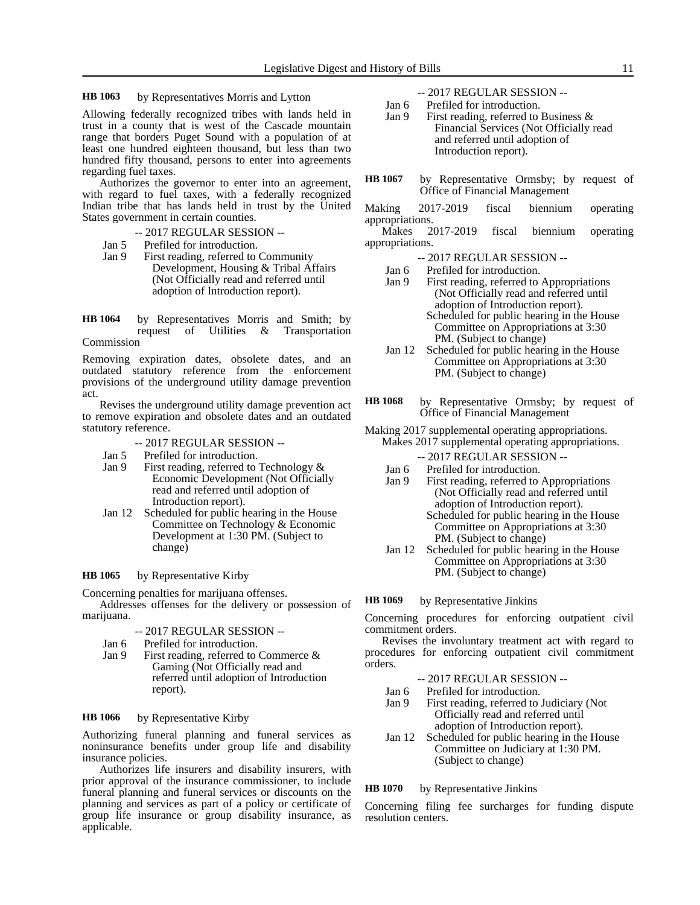**HB 1063** by Representatives Morris and Lytton

Allowing federally recognized tribes with lands held in trust in a county that is west of the Cascade mountain range that borders Puget Sound with a population of at least one hundred eighteen thousand, but less than two hundred fifty thousand, persons to enter into agreements regarding fuel taxes.

Authorizes the governor to enter into an agreement, with regard to fuel taxes, with a federally recognized Indian tribe that has lands held in trust by the United States government in certain counties.

-- 2017 REGULAR SESSION --

Jan 5 Prefiled for introduction.
Jan 9 First reading, referred to Community Development, Housing & Tribal Affairs (Not Officially read and referred until adoption of Introduction report).

**HB 1064** by Representatives Morris and Smith; by request of Utilities & Transportation Commission

Removing expiration dates, obsolete dates, and an outdated statutory reference from the enforcement provisions of the underground utility damage prevention act.

Revises the underground utility damage prevention act to remove expiration and obsolete dates and an outdated statutory reference.

-- 2017 REGULAR SESSION --

Jan 5 Prefiled for introduction.
Jan 9 First reading, referred to Technology & Economic Development (Not Officially read and referred until adoption of Introduction report).
Jan 12 Scheduled for public hearing in the House Committee on Technology & Economic Development at 1:30 PM. (Subject to change)

**HB 1065** by Representative Kirby

Concerning penalties for marijuana offenses.

Addresses offenses for the delivery or possession of marijuana.

-- 2017 REGULAR SESSION --

Jan 6 Prefiled for introduction.
Jan 9 First reading, referred to Commerce & Gaming (Not Officially read and referred until adoption of Introduction report).

**HB 1066** by Representative Kirby

Authorizing funeral planning and funeral services as noninsurance benefits under group life and disability insurance policies.

Authorizes life insurers and disability insurers, with prior approval of the insurance commissioner, to include funeral planning and funeral services or discounts on the planning and services as part of a policy or certificate of group life insurance or group disability insurance, as applicable.

-- 2017 REGULAR SESSION --

Jan 6 Prefiled for introduction.
Jan 9 First reading, referred to Business & Financial Services (Not Officially read and referred until adoption of Introduction report).

**HB 1067** by Representative Ormsby; by request of Office of Financial Management

Making 2017-2019 fiscal biennium operating appropriations.

Makes 2017-2019 fiscal biennium operating appropriations.

-- 2017 REGULAR SESSION --

Jan 6 Prefiled for introduction.
Jan 9 First reading, referred to Appropriations (Not Officially read and referred until adoption of Introduction report).
Scheduled for public hearing in the House Committee on Appropriations at 3:30 PM. (Subject to change)
Jan 12 Scheduled for public hearing in the House Committee on Appropriations at 3:30 PM. (Subject to change)

**HB 1068** by Representative Ormsby; by request of Office of Financial Management

Making 2017 supplemental operating appropriations.

Makes 2017 supplemental operating appropriations.

-- 2017 REGULAR SESSION --

Jan 6 Prefiled for introduction.
Jan 9 First reading, referred to Appropriations (Not Officially read and referred until adoption of Introduction report).
Scheduled for public hearing in the House Committee on Appropriations at 3:30 PM. (Subject to change)
Jan 12 Scheduled for public hearing in the House Committee on Appropriations at 3:30 PM. (Subject to change)

**HB 1069** by Representative Jinkins

Concerning procedures for enforcing outpatient civil commitment orders.

Revises the involuntary treatment act with regard to procedures for enforcing outpatient civil commitment orders.

-- 2017 REGULAR SESSION --

Jan 6 Prefiled for introduction.
Jan 9 First reading, referred to Judiciary (Not Officially read and referred until adoption of Introduction report).
Jan 12 Scheduled for public hearing in the House Committee on Judiciary at 1:30 PM. (Subject to change)

**HB 1070** by Representative Jinkins

Concerning filing fee surcharges for funding dispute resolution centers.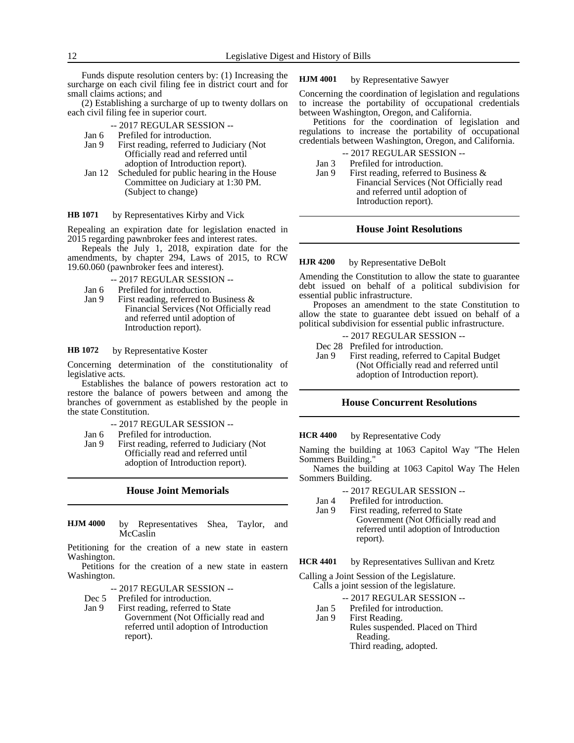Funds dispute resolution centers by: (1) Increasing the surcharge on each civil filing fee in district court and for small claims actions; and

(2) Establishing a surcharge of up to twenty dollars on each civil filing fee in superior court.

-- 2017 REGULAR SESSION --

Jan 6 Prefiled for introduction.

Jan 9 First reading, referred to Judiciary (Not Officially read and referred until adoption of Introduction report).

Jan 12 Scheduled for public hearing in the House Committee on Judiciary at 1:30 PM. (Subject to change)

**HB 1071** by Representatives Kirby and Vick

Repealing an expiration date for legislation enacted in 2015 regarding pawnbroker fees and interest rates.

Repeals the July 1, 2018, expiration date for the amendments, by chapter 294, Laws of 2015, to RCW 19.60.060 (pawnbroker fees and interest).

-- 2017 REGULAR SESSION --

Jan 6 Prefiled for introduction.

Jan 9 First reading, referred to Business & Financial Services (Not Officially read and referred until adoption of Introduction report).

**HB 1072** by Representative Koster

Concerning determination of the constitutionality of legislative acts.

Establishes the balance of powers restoration act to restore the balance of powers between and among the branches of government as established by the people in the state Constitution.

-- 2017 REGULAR SESSION --

Jan 6 Prefiled for introduction.

Jan 9 First reading, referred to Judiciary (Not Officially read and referred until adoption of Introduction report).

## House Joint Memorials

**HJM 4000** by Representatives Shea, Taylor, and McCaslin

Petitioning for the creation of a new state in eastern Washington.

Petitions for the creation of a new state in eastern Washington.

-- 2017 REGULAR SESSION --

Dec 5 Prefiled for introduction.

Jan 9 First reading, referred to State Government (Not Officially read and referred until adoption of Introduction report).

**HJM 4001** by Representative Sawyer

Concerning the coordination of legislation and regulations to increase the portability of occupational credentials between Washington, Oregon, and California.

Petitions for the coordination of legislation and regulations to increase the portability of occupational credentials between Washington, Oregon, and California.

-- 2017 REGULAR SESSION --

Jan 3 Prefiled for introduction.

Jan 9 First reading, referred to Business & Financial Services (Not Officially read and referred until adoption of Introduction report).

## House Joint Resolutions

**HJR 4200** by Representative DeBolt

Amending the Constitution to allow the state to guarantee debt issued on behalf of a political subdivision for essential public infrastructure.

Proposes an amendment to the state Constitution to allow the state to guarantee debt issued on behalf of a political subdivision for essential public infrastructure.

-- 2017 REGULAR SESSION --

Dec 28 Prefiled for introduction.

Jan 9 First reading, referred to Capital Budget (Not Officially read and referred until adoption of Introduction report).

## House Concurrent Resolutions

**HCR 4400** by Representative Cody

Naming the building at 1063 Capitol Way "The Helen Sommers Building."

Names the building at 1063 Capitol Way The Helen Sommers Building.

-- 2017 REGULAR SESSION --

Jan 4 Prefiled for introduction.

Jan 9 First reading, referred to State Government (Not Officially read and referred until adoption of Introduction report).

**HCR 4401** by Representatives Sullivan and Kretz

Calling a Joint Session of the Legislature.

Calls a joint session of the legislature.

-- 2017 REGULAR SESSION --

Jan 5 Prefiled for introduction.

Jan 9 First Reading.
Rules suspended. Placed on Third Reading.
Third reading, adopted.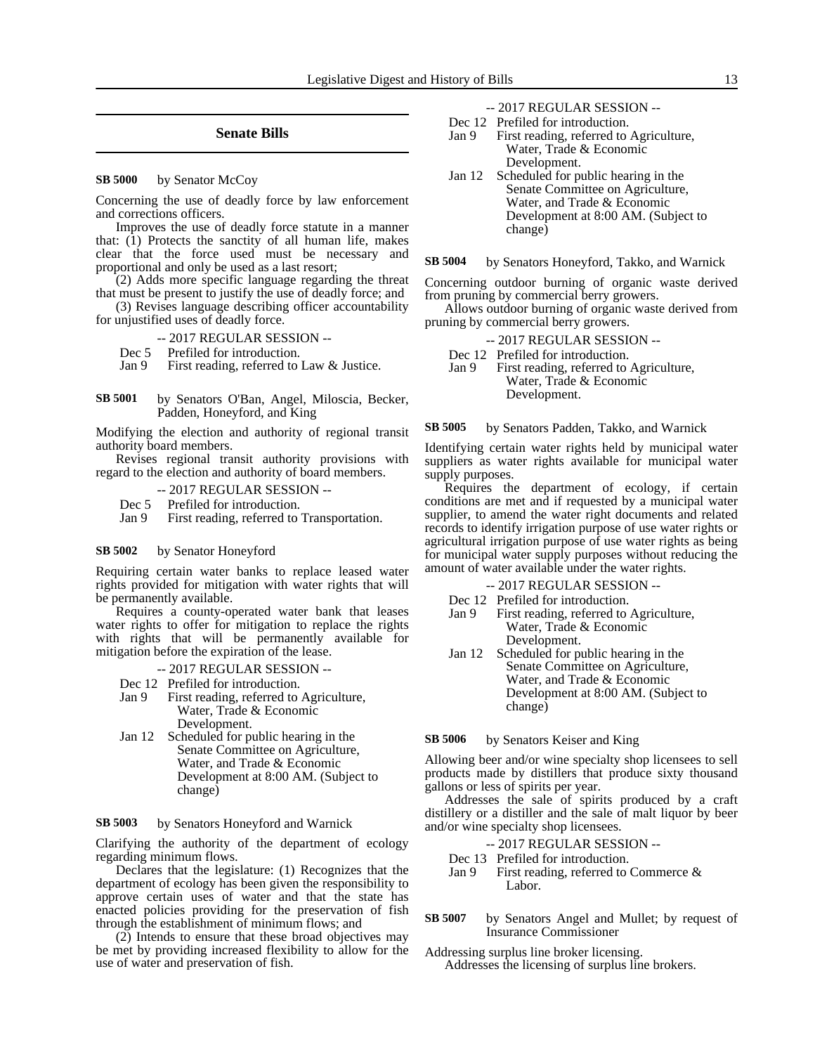## Senate Bills

**SB 5000** by Senator McCoy

Concerning the use of deadly force by law enforcement and corrections officers.

Improves the use of deadly force statute in a manner that: (1) Protects the sanctity of all human life, makes clear that the force used must be necessary and proportional and only be used as a last resort;

(2) Adds more specific language regarding the threat that must be present to justify the use of deadly force; and

(3) Revises language describing officer accountability for unjustified uses of deadly force.

-- 2017 REGULAR SESSION --

Dec 5 Prefiled for introduction.
Jan 9 First reading, referred to Law & Justice.

**SB 5001** by Senators O'Ban, Angel, Miloscia, Becker, Padden, Honeyford, and King

Modifying the election and authority of regional transit authority board members.

Revises regional transit authority provisions with regard to the election and authority of board members.

-- 2017 REGULAR SESSION --

Dec 5 Prefiled for introduction.
Jan 9 First reading, referred to Transportation.

**SB 5002** by Senator Honeyford

Requiring certain water banks to replace leased water rights provided for mitigation with water rights that will be permanently available.

Requires a county-operated water bank that leases water rights to offer for mitigation to replace the rights with rights that will be permanently available for mitigation before the expiration of the lease.

-- 2017 REGULAR SESSION --

Dec 12 Prefiled for introduction.
Jan 9 First reading, referred to Agriculture, Water, Trade & Economic Development.
Jan 12 Scheduled for public hearing in the Senate Committee on Agriculture, Water, and Trade & Economic Development at 8:00 AM. (Subject to change)

**SB 5003** by Senators Honeyford and Warnick

Clarifying the authority of the department of ecology regarding minimum flows.

Declares that the legislature: (1) Recognizes that the department of ecology has been given the responsibility to approve certain uses of water and that the state has enacted policies providing for the preservation of fish through the establishment of minimum flows; and

(2) Intends to ensure that these broad objectives may be met by providing increased flexibility to allow for the use of water and preservation of fish.

-- 2017 REGULAR SESSION --

Dec 12 Prefiled for introduction.
Jan 9 First reading, referred to Agriculture, Water, Trade & Economic Development.
Jan 12 Scheduled for public hearing in the Senate Committee on Agriculture, Water, and Trade & Economic Development at 8:00 AM. (Subject to change)

**SB 5004** by Senators Honeyford, Takko, and Warnick

Concerning outdoor burning of organic waste derived from pruning by commercial berry growers.

Allows outdoor burning of organic waste derived from pruning by commercial berry growers.

-- 2017 REGULAR SESSION --

Dec 12 Prefiled for introduction.
Jan 9 First reading, referred to Agriculture, Water, Trade & Economic Development.

**SB 5005** by Senators Padden, Takko, and Warnick

Identifying certain water rights held by municipal water suppliers as water rights available for municipal water supply purposes.

Requires the department of ecology, if certain conditions are met and if requested by a municipal water supplier, to amend the water right documents and related records to identify irrigation purpose of use water rights or agricultural irrigation purpose of use water rights as being for municipal water supply purposes without reducing the amount of water available under the water rights.

-- 2017 REGULAR SESSION --

Dec 12 Prefiled for introduction.
Jan 9 First reading, referred to Agriculture, Water, Trade & Economic Development.
Jan 12 Scheduled for public hearing in the Senate Committee on Agriculture, Water, and Trade & Economic Development at 8:00 AM. (Subject to change)

**SB 5006** by Senators Keiser and King

Allowing beer and/or wine specialty shop licensees to sell products made by distillers that produce sixty thousand gallons or less of spirits per year.

Addresses the sale of spirits produced by a craft distillery or a distiller and the sale of malt liquor by beer and/or wine specialty shop licensees.

-- 2017 REGULAR SESSION --

Dec 13 Prefiled for introduction.
Jan 9 First reading, referred to Commerce & Labor.

**SB 5007** by Senators Angel and Mullet; by request of Insurance Commissioner

Addressing surplus line broker licensing.

Addresses the licensing of surplus line brokers.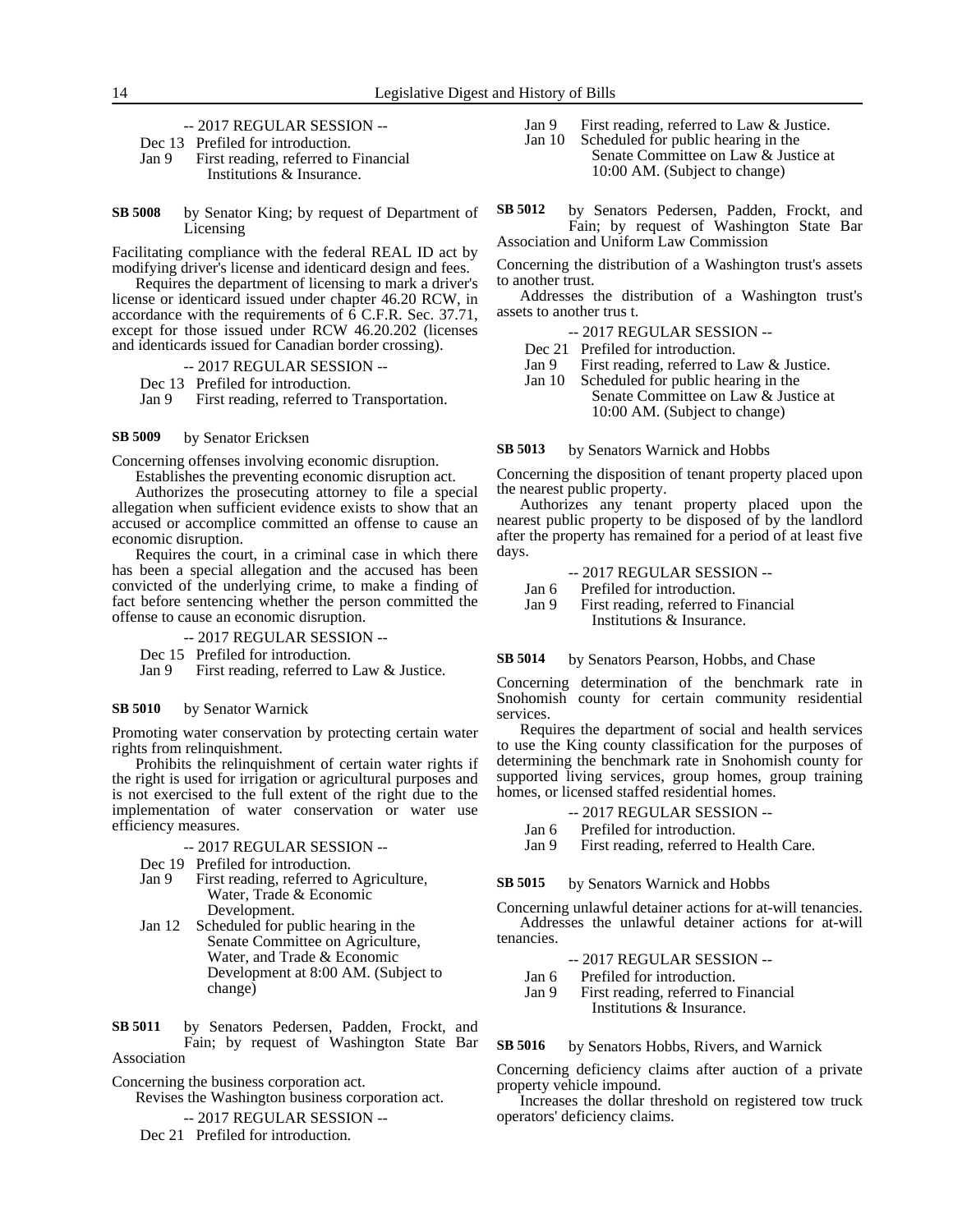-- 2017 REGULAR SESSION --

Dec 13 Prefiled for introduction.
Jan 9 First reading, referred to Financial Institutions & Insurance.

**SB 5008** by Senator King; by request of Department of Licensing

Facilitating compliance with the federal REAL ID act by modifying driver's license and identicard design and fees.

Requires the department of licensing to mark a driver's license or identicard issued under chapter 46.20 RCW, in accordance with the requirements of 6 C.F.R. Sec. 37.71, except for those issued under RCW 46.20.202 (licenses and identicards issued for Canadian border crossing).

-- 2017 REGULAR SESSION --

Dec 13 Prefiled for introduction.
Jan 9 First reading, referred to Transportation.

**SB 5009** by Senator Ericksen

Concerning offenses involving economic disruption.

Establishes the preventing economic disruption act.

Authorizes the prosecuting attorney to file a special allegation when sufficient evidence exists to show that an accused or accomplice committed an offense to cause an economic disruption.

Requires the court, in a criminal case in which there has been a special allegation and the accused has been convicted of the underlying crime, to make a finding of fact before sentencing whether the person committed the offense to cause an economic disruption.

-- 2017 REGULAR SESSION --

Dec 15 Prefiled for introduction.
Jan 9 First reading, referred to Law & Justice.

**SB 5010** by Senator Warnick

Promoting water conservation by protecting certain water rights from relinquishment.

Prohibits the relinquishment of certain water rights if the right is used for irrigation or agricultural purposes and is not exercised to the full extent of the right due to the implementation of water conservation or water use efficiency measures.

-- 2017 REGULAR SESSION --

Dec 19 Prefiled for introduction.
Jan 9 First reading, referred to Agriculture, Water, Trade & Economic Development.
Jan 12 Scheduled for public hearing in the Senate Committee on Agriculture, Water, and Trade & Economic Development at 8:00 AM. (Subject to change)

**SB 5011** by Senators Pedersen, Padden, Frockt, and Fain; by request of Washington State Bar Association

Concerning the business corporation act.

Revises the Washington business corporation act.

-- 2017 REGULAR SESSION --

Dec 21 Prefiled for introduction.
Jan 9 First reading, referred to Law & Justice.
Jan 10 Scheduled for public hearing in the Senate Committee on Law & Justice at 10:00 AM. (Subject to change)

**SB 5012** by Senators Pedersen, Padden, Frockt, and Fain; by request of Washington State Bar Association and Uniform Law Commission

Concerning the distribution of a Washington trust's assets to another trust.

Addresses the distribution of a Washington trust's assets to another trus t.

-- 2017 REGULAR SESSION --

Dec 21 Prefiled for introduction.
Jan 9 First reading, referred to Law & Justice.
Jan 10 Scheduled for public hearing in the Senate Committee on Law & Justice at 10:00 AM. (Subject to change)

**SB 5013** by Senators Warnick and Hobbs

Concerning the disposition of tenant property placed upon the nearest public property.

Authorizes any tenant property placed upon the nearest public property to be disposed of by the landlord after the property has remained for a period of at least five days.

-- 2017 REGULAR SESSION --

Jan 6 Prefiled for introduction.
Jan 9 First reading, referred to Financial Institutions & Insurance.

**SB 5014** by Senators Pearson, Hobbs, and Chase

Concerning determination of the benchmark rate in Snohomish county for certain community residential services.

Requires the department of social and health services to use the King county classification for the purposes of determining the benchmark rate in Snohomish county for supported living services, group homes, group training homes, or licensed staffed residential homes.

-- 2017 REGULAR SESSION --

Jan 6 Prefiled for introduction.
Jan 9 First reading, referred to Health Care.

**SB 5015** by Senators Warnick and Hobbs

Concerning unlawful detainer actions for at-will tenancies.

Addresses the unlawful detainer actions for at-will tenancies.

-- 2017 REGULAR SESSION --

Jan 6 Prefiled for introduction.
Jan 9 First reading, referred to Financial Institutions & Insurance.

**SB 5016** by Senators Hobbs, Rivers, and Warnick

Concerning deficiency claims after auction of a private property vehicle impound.

Increases the dollar threshold on registered tow truck operators' deficiency claims.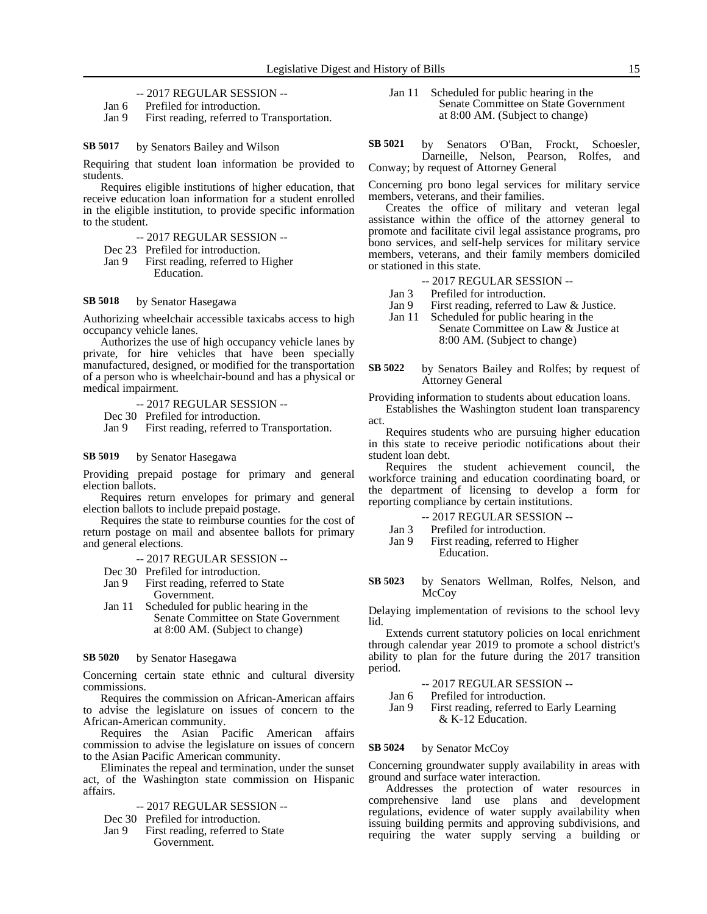-- 2017 REGULAR SESSION --

Jan 6 Prefiled for introduction.
Jan 9 First reading, referred to Transportation.

**SB 5017** by Senators Bailey and Wilson

Requiring that student loan information be provided to students.

Requires eligible institutions of higher education, that receive education loan information for a student enrolled in the eligible institution, to provide specific information to the student.

-- 2017 REGULAR SESSION --

Dec 23 Prefiled for introduction.
Jan 9 First reading, referred to Higher Education.

**SB 5018** by Senator Hasegawa

Authorizing wheelchair accessible taxicabs access to high occupancy vehicle lanes.

Authorizes the use of high occupancy vehicle lanes by private, for hire vehicles that have been specially manufactured, designed, or modified for the transportation of a person who is wheelchair-bound and has a physical or medical impairment.

-- 2017 REGULAR SESSION --

Dec 30 Prefiled for introduction.
Jan 9 First reading, referred to Transportation.

**SB 5019** by Senator Hasegawa

Providing prepaid postage for primary and general election ballots.

Requires return envelopes for primary and general election ballots to include prepaid postage.

Requires the state to reimburse counties for the cost of return postage on mail and absentee ballots for primary and general elections.

-- 2017 REGULAR SESSION --

Dec 30 Prefiled for introduction.
Jan 9 First reading, referred to State Government.
Jan 11 Scheduled for public hearing in the Senate Committee on State Government at 8:00 AM. (Subject to change)

**SB 5020** by Senator Hasegawa

Concerning certain state ethnic and cultural diversity commissions.

Requires the commission on African-American affairs to advise the legislature on issues of concern to the African-American community.

Requires the Asian Pacific American affairs commission to advise the legislature on issues of concern to the Asian Pacific American community.

Eliminates the repeal and termination, under the sunset act, of the Washington state commission on Hispanic affairs.

-- 2017 REGULAR SESSION --

Dec 30 Prefiled for introduction.
Jan 9 First reading, referred to State Government.
Jan 11 Scheduled for public hearing in the Senate Committee on State Government at 8:00 AM. (Subject to change)

**SB 5021** by Senators O'Ban, Frockt, Schoesler, Darneille, Nelson, Pearson, Rolfes, and Conway; by request of Attorney General

Concerning pro bono legal services for military service members, veterans, and their families.

Creates the office of military and veteran legal assistance within the office of the attorney general to promote and facilitate civil legal assistance programs, pro bono services, and self-help services for military service members, veterans, and their family members domiciled or stationed in this state.

-- 2017 REGULAR SESSION --

Jan 3 Prefiled for introduction.
Jan 9 First reading, referred to Law & Justice.
Jan 11 Scheduled for public hearing in the Senate Committee on Law & Justice at 8:00 AM. (Subject to change)

**SB 5022** by Senators Bailey and Rolfes; by request of Attorney General

Providing information to students about education loans.

Establishes the Washington student loan transparency act.

Requires students who are pursuing higher education in this state to receive periodic notifications about their student loan debt.

Requires the student achievement council, the workforce training and education coordinating board, or the department of licensing to develop a form for reporting compliance by certain institutions.

-- 2017 REGULAR SESSION --

Jan 3 Prefiled for introduction.
Jan 9 First reading, referred to Higher Education.

**SB 5023** by Senators Wellman, Rolfes, Nelson, and McCoy

Delaying implementation of revisions to the school levy lid.

Extends current statutory policies on local enrichment through calendar year 2019 to promote a school district's ability to plan for the future during the 2017 transition period.

-- 2017 REGULAR SESSION --

Jan 6 Prefiled for introduction.
Jan 9 First reading, referred to Early Learning & K-12 Education.

**SB 5024** by Senator McCoy

Concerning groundwater supply availability in areas with ground and surface water interaction.

Addresses the protection of water resources in comprehensive land use plans and development regulations, evidence of water supply availability when issuing building permits and approving subdivisions, and requiring the water supply serving a building or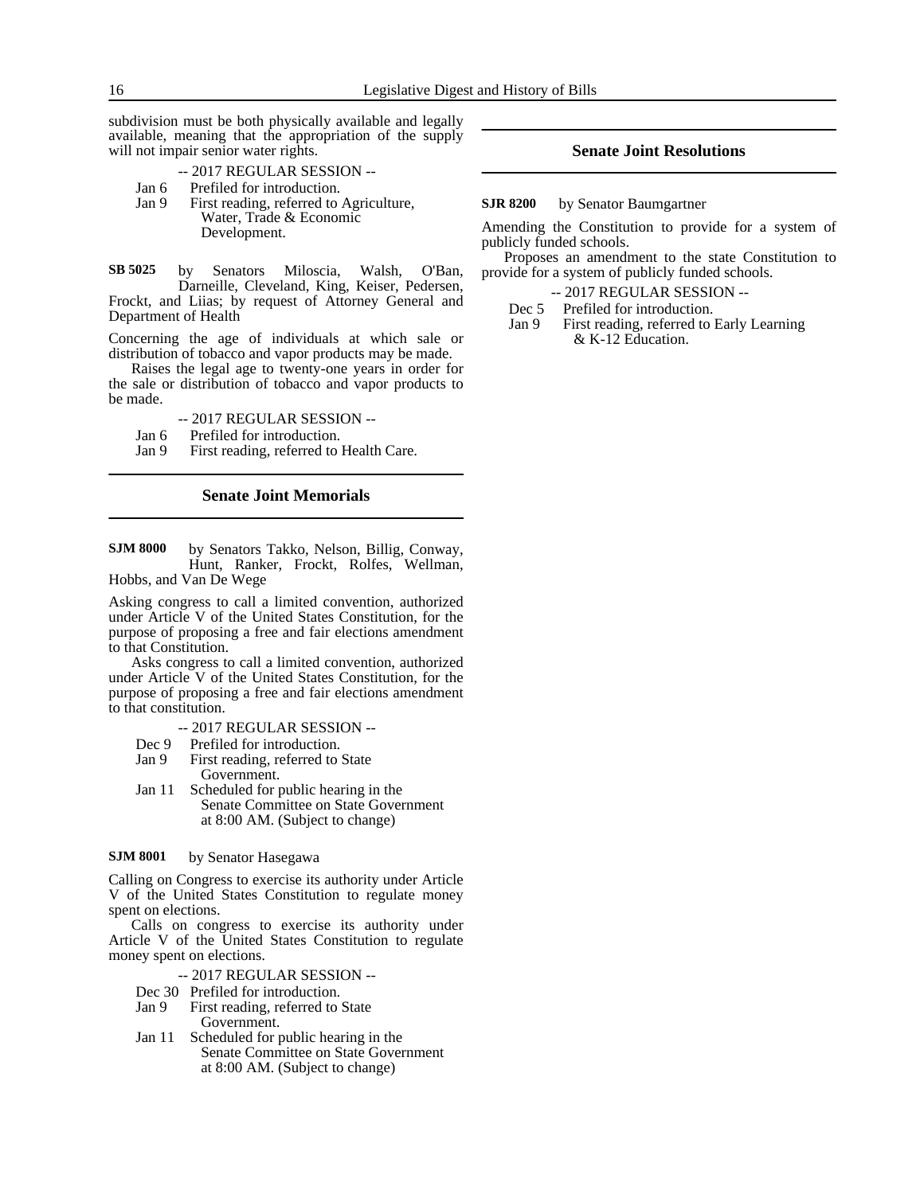subdivision must be both physically available and legally available, meaning that the appropriation of the supply will not impair senior water rights.

-- 2017 REGULAR SESSION --

Jan 6 Prefiled for introduction.
Jan 9 First reading, referred to Agriculture, Water, Trade & Economic Development.

**SB 5025** by Senators Miloscia, Walsh, O'Ban, Darneille, Cleveland, King, Keiser, Pedersen, Frockt, and Liias; by request of Attorney General and Department of Health

Concerning the age of individuals at which sale or distribution of tobacco and vapor products may be made.

Raises the legal age to twenty-one years in order for the sale or distribution of tobacco and vapor products to be made.

-- 2017 REGULAR SESSION --

Jan 6 Prefiled for introduction.
Jan 9 First reading, referred to Health Care.

## Senate Joint Memorials

**SJM 8000** by Senators Takko, Nelson, Billig, Conway, Hunt, Ranker, Frockt, Rolfes, Wellman, Hobbs, and Van De Wege

Asking congress to call a limited convention, authorized under Article V of the United States Constitution, for the purpose of proposing a free and fair elections amendment to that Constitution.

Asks congress to call a limited convention, authorized under Article V of the United States Constitution, for the purpose of proposing a free and fair elections amendment to that constitution.

-- 2017 REGULAR SESSION --

Dec 9 Prefiled for introduction.
Jan 9 First reading, referred to State Government.
Jan 11 Scheduled for public hearing in the Senate Committee on State Government at 8:00 AM. (Subject to change)

**SJM 8001** by Senator Hasegawa

Calling on Congress to exercise its authority under Article V of the United States Constitution to regulate money spent on elections.

Calls on congress to exercise its authority under Article V of the United States Constitution to regulate money spent on elections.

-- 2017 REGULAR SESSION --

Dec 30 Prefiled for introduction.
Jan 9 First reading, referred to State Government.
Jan 11 Scheduled for public hearing in the Senate Committee on State Government at 8:00 AM. (Subject to change)

## Senate Joint Resolutions

**SJR 8200** by Senator Baumgartner

Amending the Constitution to provide for a system of publicly funded schools.

Proposes an amendment to the state Constitution to provide for a system of publicly funded schools.

-- 2017 REGULAR SESSION --

Dec 5 Prefiled for introduction.
Jan 9 First reading, referred to Early Learning & K-12 Education.